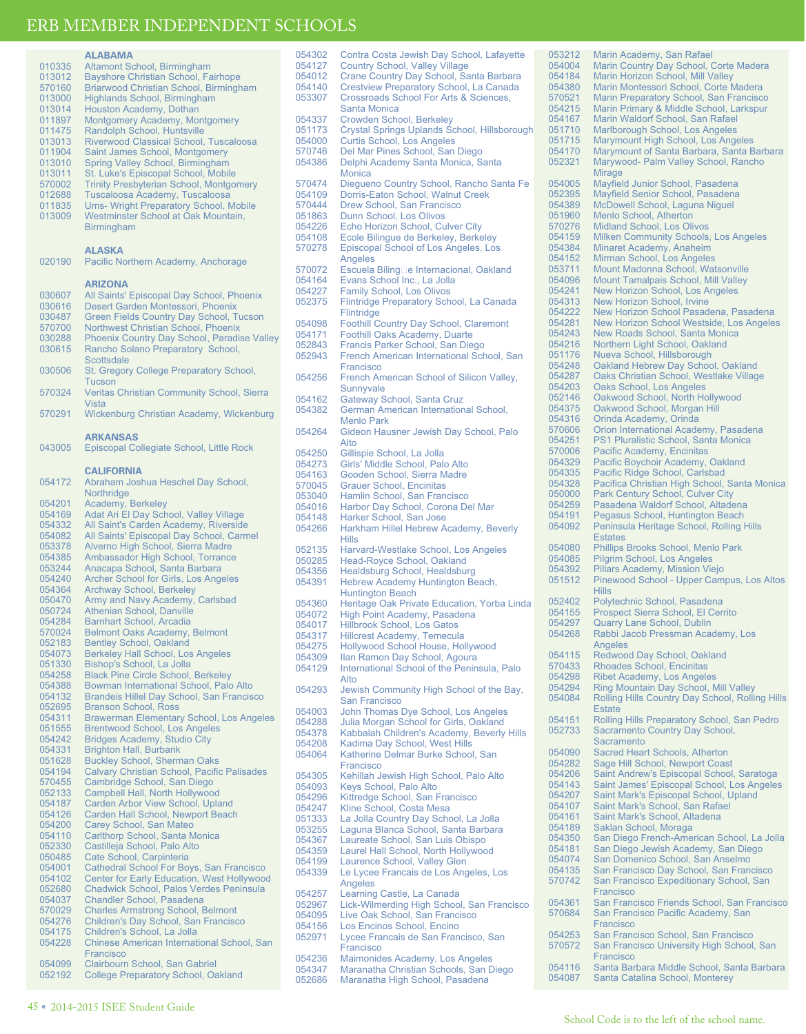# ERB MEMBER INDEPENDENT SCHOOLS

### ALABAMA

| Code | School |
|---|---|
| 010335 | Altamont School, Birmingham |
| 013012 | Bayshore Christian School, Fairhope |
| 570160 | Briarwood Christian School, Birmingham |
| 013000 | Highlands School, Birmingham |
| 013014 | Houston Academy, Dothan |
| 011897 | Montgomery Academy, Montgomery |
| 011475 | Randolph School, Huntsville |
| 013013 | Riverwood Classical School, Tuscaloosa |
| 011904 | Saint James School, Montgomery |
| 013010 | Spring Valley School, Birmingham |
| 013011 | St. Luke's Episcopal School, Mobile |
| 570002 | Trinity Presbyterian School, Montgomery |
| 012688 | Tuscaloosa Academy, Tuscaloosa |
| 011835 | Ums- Wright Preparatory School, Mobile |
| 013009 | Westminster School at Oak Mountain, Birmingham |

### ALASKA

| Code | School |
|---|---|
| 020190 | Pacific Northern Academy, Anchorage |

### ARIZONA

| Code | School |
|---|---|
| 030607 | All Saints' Episcopal Day School, Phoenix |
| 030616 | Desert Garden Montessori, Phoenix |
| 030487 | Green Fields Country Day School, Tucson |
| 570700 | Northwest Christian School, Phoenix |
| 030288 | Phoenix Country Day School, Paradise Valley |
| 030615 | Rancho Solano Preparatory School, Scottsdale |
| 030506 | St. Gregory College Preparatory School, Tucson |
| 570324 | Veritas Christian Community School, Sierra Vista |
| 570291 | Wickenburg Christian Academy, Wickenburg |

### ARKANSAS

| Code | School |
|---|---|
| 043005 | Episcopal Collegiate School, Little Rock |

### CALIFORNIA

| Code | School |
|---|---|
| 054172 | Abraham Joshua Heschel Day School, Northridge |
| 054201 | Academy, Berkeley |
| 054169 | Adat Ari El Day School, Valley Village |
| 054332 | All Saint's Carden Academy, Riverside |
| 054082 | All Saints' Episcopal Day School, Carmel |
| 053378 | Alverno High School, Sierra Madre |
| 054385 | Ambassador High School, Torrance |
| 053244 | Anacapa School, Santa Barbara |
| 054240 | Archer School for Girls, Los Angeles |
| 054364 | Archway School, Berkeley |
| 050470 | Army and Navy Academy, Carlsbad |
| 050724 | Athenian School, Danville |
| 054284 | Barnhart School, Arcadia |
| 570024 | Belmont Oaks Academy, Belmont |
| 052183 | Bentley School, Oakland |
| 054073 | Berkeley Hall School, Los Angeles |
| 051330 | Bishop's School, La Jolla |
| 054258 | Black Pine Circle School, Berkeley |
| 054388 | Bowman International School, Palo Alto |
| 054132 | Brandeis Hillel Day School, San Francisco |
| 052695 | Branson School, Ross |
| 054311 | Brawerman Elementary School, Los Angeles |
| 051555 | Brentwood School, Los Angeles |
| 054242 | Bridges Academy, Studio City |
| 054331 | Brighton Hall, Burbank |
| 051628 | Buckley School, Sherman Oaks |
| 054194 | Calvary Christian School, Pacific Palisades |
| 570455 | Cambridge School, San Diego |
| 052133 | Campbell Hall, North Hollywood |
| 054187 | Carden Arbor View School, Upland |
| 054126 | Carden Hall School, Newport Beach |
| 054200 | Carey School, San Mateo |
| 054110 | Carlthorp School, Santa Monica |
| 052330 | Castilleja School, Palo Alto |
| 050485 | Cate School, Carpinteria |
| 054001 | Cathedral School For Boys, San Francisco |
| 054102 | Center for Early Education, West Hollywood |
| 052680 | Chadwick School, Palos Verdes Peninsula |
| 054037 | Chandler School, Pasadena |
| 570029 | Charles Armstrong School, Belmont |
| 054276 | Children's Day School, San Francisco |
| 054175 | Children's School, La Jolla |
| 054228 | Chinese American International School, San Francisco |
| 054099 | Clairbourn School, San Gabriel |
| 052192 | College Preparatory School, Oakland |
| 054302 | Contra Costa Jewish Day School, Lafayette |
| 054127 | Country School, Valley Village |
| 054012 | Crane Country Day School, Santa Barbara |
| 054140 | Crestview Preparatory School, La Canada |
| 053307 | Crossroads School For Arts & Sciences, Santa Monica |
| 054337 | Crowden School, Berkeley |
| 051173 | Crystal Springs Uplands School, Hillsborough |
| 054000 | Curtis School, Los Angeles |
| 570746 | Del Mar Pines School, San Diego |
| 054386 | Delphi Academy Santa Monica, Santa Monica |
| 570474 | Diegueno Country School, Rancho Santa Fe |
| 054109 | Dorris-Eaton School, Walnut Creek |
| 570444 | Drew School, San Francisco |
| 051863 | Dunn School, Los Olivos |
| 054226 | Echo Horizon School, Culver City |
| 054108 | Ecole Bilingue de Berkeley, Berkeley |
| 570278 | Episcopal School of Los Angeles, Los Angeles |
| 570072 | Escuela Biling□e Internacional, Oakland |
| 054164 | Evans School Inc., La Jolla |
| 054227 | Family School, Los Olivos |
| 052375 | Flintridge Preparatory School, La Canada Flintridge |
| 054098 | Foothill Country Day School, Claremont |
| 054171 | Foothill Oaks Academy, Duarte |
| 052843 | Francis Parker School, San Diego |
| 052943 | French American International School, San Francisco |
| 054256 | French American School of Silicon Valley, Sunnyvale |
| 054162 | Gateway School, Santa Cruz |
| 054382 | German American International School, Menlo Park |
| 054264 | Gideon Hausner Jewish Day School, Palo Alto |
| 054250 | Gillispie School, La Jolla |
| 054273 | Girls' Middle School, Palo Alto |
| 054163 | Gooden School, Sierra Madre |
| 570045 | Grauer School, Encinitas |
| 053040 | Hamlin School, San Francisco |
| 054016 | Harbor Day School, Corona Del Mar |
| 054148 | Harker School, San Jose |
| 054266 | Harkham Hillel Hebrew Academy, Beverly Hills |
| 052135 | Harvard-Westlake School, Los Angeles |
| 050285 | Head-Royce School, Oakland |
| 054356 | Healdsburg School, Healdsburg |
| 054391 | Hebrew Academy Huntington Beach, Huntington Beach |
| 054360 | Heritage Oak Private Education, Yorba Linda |
| 054072 | High Point Academy, Pasadena |
| 054017 | Hillbrook School, Los Gatos |
| 054317 | Hillcrest Academy, Temecula |
| 054275 | Hollywood School House, Hollywood |
| 054309 | Ilan Ramon Day School, Agoura |
| 054129 | International School of the Peninsula, Palo Alto |
| 054293 | Jewish Community High School of the Bay, San Francisco |
| 054003 | John Thomas Dye School, Los Angeles |
| 054288 | Julia Morgan School for Girls, Oakland |
| 054378 | Kabbalah Children's Academy, Beverly Hills |
| 054208 | Kadima Day School, West Hills |
| 054064 | Katherine Delmar Burke School, San Francisco |
| 054305 | Kehillah Jewish High School, Palo Alto |
| 054093 | Keys School, Palo Alto |
| 054296 | Kittredge School, San Francisco |
| 054247 | Kline School, Costa Mesa |
| 051333 | La Jolla Country Day School, La Jolla |
| 053255 | Laguna Blanca School, Santa Barbara |
| 054367 | Laureate School, San Luis Obispo |
| 054359 | Laurel Hall School, North Hollywood |
| 054199 | Laurence School, Valley Glen |
| 054339 | Le Lycee Francais de Los Angeles, Los Angeles |
| 054257 | Learning Castle, La Canada |
| 052967 | Lick-Wilmerding High School, San Francisco |
| 054095 | Live Oak School, San Francisco |
| 054156 | Los Encinos School, Encino |
| 052971 | Lycee Francais de San Francisco, San Francisco |
| 054236 | Maimonides Academy, Los Angeles |
| 054347 | Maranatha Christian Schools, San Diego |
| 052686 | Maranatha High School, Pasadena |
| 053212 | Marin Academy, San Rafael |
| 054004 | Marin Country Day School, Corte Madera |
| 054184 | Marin Horizon School, Mill Valley |
| 054380 | Marin Montessori School, Corte Madera |
| 570521 | Marin Preparatory School, San Francisco |
| 054215 | Marin Primary & Middle School, Larkspur |
| 054167 | Marin Waldorf School, San Rafael |
| 051710 | Marlborough School, Los Angeles |
| 051715 | Marymount High School, Los Angeles |
| 054170 | Marymount of Santa Barbara, Santa Barbara |
| 052321 | Marywood- Palm Valley School, Rancho Mirage |
| 054005 | Mayfield Junior School, Pasadena |
| 052395 | Mayfield Senior School, Pasadena |
| 054389 | McDowell School, Laguna Niguel |
| 051960 | Menlo School, Atherton |
| 570276 | Midland School, Los Olivos |
| 054159 | Milken Community Schools, Los Angeles |
| 054384 | Minaret Academy, Anaheim |
| 054152 | Mirman School, Los Angeles |
| 053711 | Mount Madonna School, Watsonville |
| 054096 | Mount Tamalpais School, Mill Valley |
| 054241 | New Horizon School, Los Angeles |
| 054313 | New Horizon School, Irvine |
| 054222 | New Horizon School Pasadena, Pasadena |
| 054281 | New Horizon School Westside, Los Angeles |
| 054243 | New Roads School, Santa Monica |
| 054216 | Northern Light School, Oakland |
| 051176 | Nueva School, Hillsborough |
| 054248 | Oakland Hebrew Day School, Oakland |
| 054287 | Oaks Christian School, Westlake Village |
| 054203 | Oaks School, Los Angeles |
| 052146 | Oakwood School, North Hollywood |
| 054375 | Oakwood School, Morgan Hill |
| 054316 | Orinda Academy, Orinda |
| 570606 | Orion International Academy, Pasadena |
| 054251 | PS1 Pluralistic School, Santa Monica |
| 570006 | Pacific Academy, Encinitas |
| 054329 | Pacific Boychoir Academy, Oakland |
| 054335 | Pacific Ridge School, Carlsbad |
| 054328 | Pacifica Christian High School, Santa Monica |
| 050000 | Park Century School, Culver City |
| 054259 | Pasadena Waldorf School, Altadena |
| 054191 | Pegasus School, Huntington Beach |
| 054092 | Peninsula Heritage School, Rolling Hills Estates |
| 054080 | Phillips Brooks School, Menlo Park |
| 054085 | Pilgrim School, Los Angeles |
| 054392 | Pillars Academy, Mission Viejo |
| 051512 | Pinewood School - Upper Campus, Los Altos Hills |
| 052402 | Polytechnic School, Pasadena |
| 054155 | Prospect Sierra School, El Cerrito |
| 054297 | Quarry Lane School, Dublin |
| 054268 | Rabbi Jacob Pressman Academy, Los Angeles |
| 054115 | Redwood Day School, Oakland |
| 570433 | Rhoades School, Encinitas |
| 054298 | Ribet Academy, Los Angeles |
| 054294 | Ring Mountain Day School, Mill Valley |
| 054084 | Rolling Hills Country Day School, Rolling Hills Estate |
| 054151 | Rolling Hills Preparatory School, San Pedro |
| 052733 | Sacramento Country Day School, Sacramento |
| 054090 | Sacred Heart Schools, Atherton |
| 054282 | Sage Hill School, Newport Coast |
| 054206 | Saint Andrew's Episcopal School, Saratoga |
| 054143 | Saint James' Episcopal School, Los Angeles |
| 054207 | Saint Mark's Episcopal School, Upland |
| 054107 | Saint Mark's School, San Rafael |
| 054161 | Saint Mark's School, Altadena |
| 054189 | Saklan School, Moraga |
| 054350 | San Diego French-American School, La Jolla |
| 054181 | San Diego Jewish Academy, San Diego |
| 054074 | San Domenico School, San Anselmo |
| 054135 | San Francisco Day School, San Francisco |
| 570742 | San Francisco Expeditionary School, San Francisco |
| 054361 | San Francisco Friends School, San Francisco |
| 570684 | San Francisco Pacific Academy, San Francisco |
| 054253 | San Francisco School, San Francisco |
| 570572 | San Francisco University High School, San Francisco |
| 054116 | Santa Barbara Middle School, Santa Barbara |
| 054087 | Santa Catalina School, Monterey |

School Code is to the left of the school name.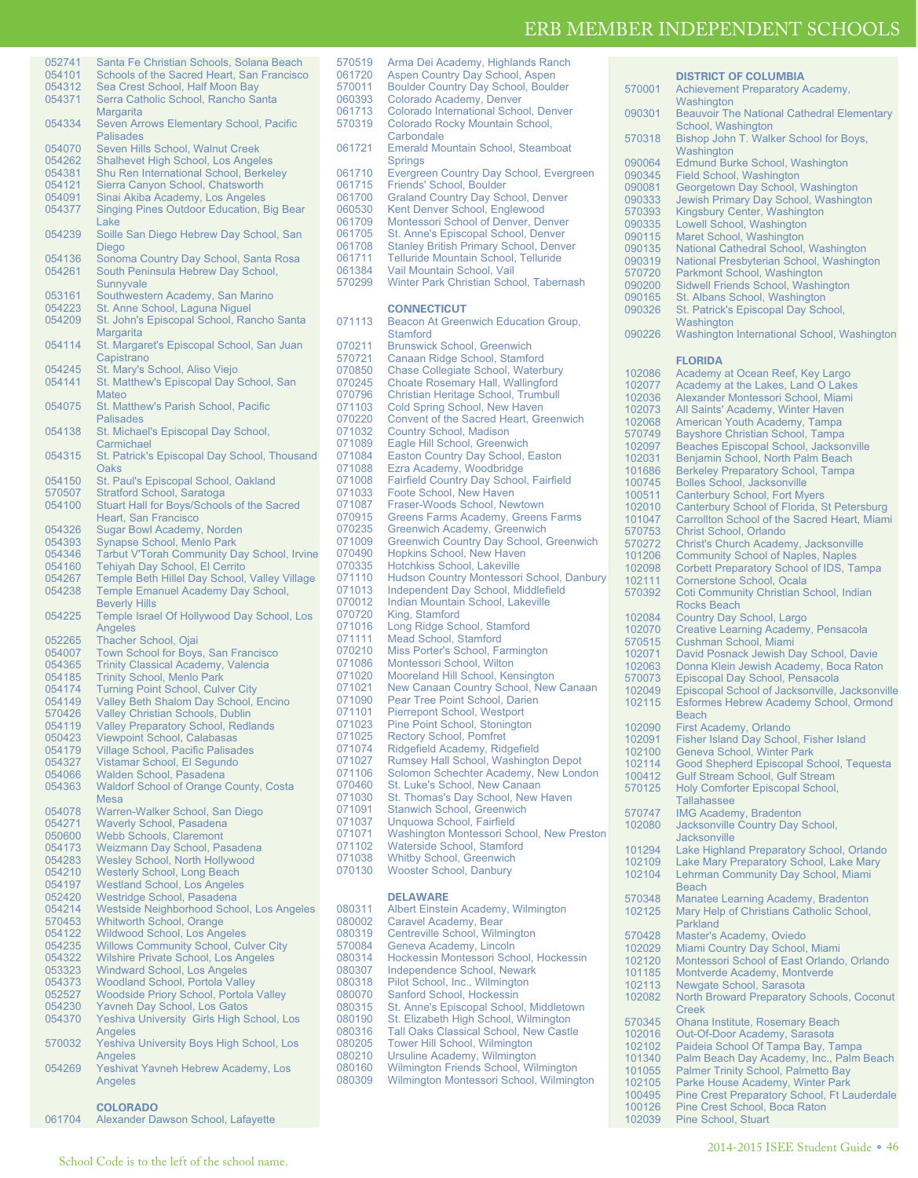# ERB MEMBER INDEPENDENT SCHOOLS

052741 Santa Fe Christian Schools, Solana Beach
054101 Schools of the Sacred Heart, San Francisco
054312 Sea Crest School, Half Moon Bay
054371 Serra Catholic School, Rancho Santa Margarita
054334 Seven Arrows Elementary School, Pacific Palisades
054070 Seven Hills School, Walnut Creek
054262 Shalhevet High School, Los Angeles
054381 Shu Ren International School, Berkeley
054121 Sierra Canyon School, Chatsworth
054091 Sinai Akiba Academy, Los Angeles
054377 Singing Pines Outdoor Education, Big Bear Lake
054239 Soille San Diego Hebrew Day School, San Diego
054136 Sonoma Country Day School, Santa Rosa
054261 South Peninsula Hebrew Day School, Sunnyvale
053161 Southwestern Academy, San Marino
054223 St. Anne School, Laguna Niguel
054209 St. John's Episcopal School, Rancho Santa Margarita
054114 St. Margaret's Episcopal School, San Juan Capistrano
054245 St. Mary's School, Aliso Viejo
054141 St. Matthew's Episcopal Day School, San Mateo
054075 St. Matthew's Parish School, Pacific Palisades
054138 St. Michael's Episcopal Day School, Carmichael
054315 St. Patrick's Episcopal Day School, Thousand Oaks
054150 St. Paul's Episcopal School, Oakland
570507 Stratford School, Saratoga
054100 Stuart Hall for Boys/Schools of the Sacred Heart, San Francisco
054326 Sugar Bowl Academy, Norden
054393 Synapse School, Menlo Park
054346 Tarbut V'Torah Community Day School, Irvine
054160 Tehiyah Day School, El Cerrito
054267 Temple Beth Hillel Day School, Valley Village
054238 Temple Emanuel Academy Day School, Beverly Hills
054225 Temple Israel Of Hollywood Day School, Los Angeles
052265 Thacher School, Ojai
054007 Town School for Boys, San Francisco
054365 Trinity Classical Academy, Valencia
054185 Trinity School, Menlo Park
054174 Turning Point School, Culver City
054149 Valley Beth Shalom Day School, Encino
570426 Valley Christian Schools, Dublin
054119 Valley Preparatory School, Redlands
050423 Viewpoint School, Calabasas
054179 Village School, Pacific Palisades
054327 Vistamar School, El Segundo
054066 Walden School, Pasadena
054363 Waldorf School of Orange County, Costa Mesa
054078 Warren-Walker School, San Diego
054271 Waverly School, Pasadena
050600 Webb Schools, Claremont
054173 Weizmann Day School, Pasadena
054283 Wesley School, North Hollywood
054210 Westerly School, Long Beach
054197 Westland School, Los Angeles
052420 Westridge School, Pasadena
054214 Westside Neighborhood School, Los Angeles
570453 Whitworth School, Orange
054122 Wildwood School, Los Angeles
054235 Willows Community School, Culver City
054322 Wilshire Private School, Los Angeles
053323 Windward School, Los Angeles
054373 Woodland School, Portola Valley
052527 Woodside Priory School, Portola Valley
054230 Yavneh Day School, Los Gatos
054370 Yeshiva University Girls High School, Los Angeles
570032 Yeshiva University Boys High School, Los Angeles
054269 Yeshivat Yavneh Hebrew Academy, Los Angeles

## COLORADO

061704 Alexander Dawson School, Lafayette
570519 Arma Dei Academy, Highlands Ranch
061720 Aspen Country Day School, Aspen
570011 Boulder Country Day School, Boulder
060393 Colorado Academy, Denver
061713 Colorado International School, Denver
570319 Colorado Rocky Mountain School, Carbondale
061721 Emerald Mountain School, Steamboat Springs
061710 Evergreen Country Day School, Evergreen
061715 Friends' School, Boulder
061700 Graland Country Day School, Denver
060530 Kent Denver School, Englewood
061709 Montessori School of Denver, Denver
061705 St. Anne's Episcopal School, Denver
061708 Stanley British Primary School, Denver
061711 Telluride Mountain School, Telluride
061384 Vail Mountain School, Vail
570299 Winter Park Christian School, Tabernash

## CONNECTICUT

071113 Beacon At Greenwich Education Group, Stamford
070211 Brunswick School, Greenwich
570721 Canaan Ridge School, Stamford
070850 Chase Collegiate School, Waterbury
070245 Choate Rosemary Hall, Wallingford
070796 Christian Heritage School, Trumbull
071103 Cold Spring School, New Haven
070220 Convent of the Sacred Heart, Greenwich
071032 Country School, Madison
071089 Eagle Hill School, Greenwich
071084 Easton Country Day School, Easton
071088 Ezra Academy, Woodbridge
071008 Fairfield Country Day School, Fairfield
071033 Foote School, New Haven
071087 Fraser-Woods School, Newtown
070915 Greens Farms Academy, Greens Farms
070235 Greenwich Academy, Greenwich
071009 Greenwich Country Day School, Greenwich
070490 Hopkins School, New Haven
070335 Hotchkiss School, Lakeville
071110 Hudson Country Montessori School, Danbury
071013 Independent Day School, Middlefield
070012 Indian Mountain School, Lakeville
070720 King, Stamford
071016 Long Ridge School, Stamford
071111 Mead School, Stamford
070210 Miss Porter's School, Farmington
071086 Montessori School, Wilton
071020 Mooreland Hill School, Kensington
071021 New Canaan Country School, New Canaan
071090 Pear Tree Point School, Darien
071101 Pierrepont School, Westport
071023 Pine Point School, Stonington
071025 Rectory School, Pomfret
071074 Ridgefield Academy, Ridgefield
071027 Rumsey Hall School, Washington Depot
071106 Solomon Schechter Academy, New London
070460 St. Luke's School, New Canaan
071030 St. Thomas's Day School, New Haven
071091 Stanwich School, Greenwich
071037 Unquowa School, Fairfield
071071 Washington Montessori School, New Preston
071102 Waterside School, Stamford
071038 Whitby School, Greenwich
070130 Wooster School, Danbury

## DELAWARE

080311 Albert Einstein Academy, Wilmington
080002 Caravel Academy, Bear
080319 Centreville School, Wilmington
570084 Geneva Academy, Lincoln
080314 Hockessin Montessori School, Hockessin
080307 Independence School, Newark
080318 Pilot School, Inc., Wilmington
080070 Sanford School, Hockessin
080315 St. Anne's Episcopal School, Middletown
080190 St. Elizabeth High School, Wilmington
080316 Tall Oaks Classical School, New Castle
080205 Tower Hill School, Wilmington
080210 Ursuline Academy, Wilmington
080160 Wilmington Friends School, Wilmington
080309 Wilmington Montessori School, Wilmington

## DISTRICT OF COLUMBIA

570001 Achievement Preparatory Academy, Washington
090301 Beauvoir The National Cathedral Elementary School, Washington
570318 Bishop John T. Walker School for Boys, Washington
090064 Edmund Burke School, Washington
090345 Field School, Washington
090081 Georgetown Day School, Washington
090333 Jewish Primary Day School, Washington
570393 Kingsbury Center, Washington
090335 Lowell School, Washington
090115 Maret School, Washington
090135 National Cathedral School, Washington
090319 National Presbyterian School, Washington
570720 Parkmont School, Washington
090200 Sidwell Friends School, Washington
090165 St. Albans School, Washington
090326 St. Patrick's Episcopal Day School, Washington
090226 Washington International School, Washington

## FLORIDA

102086 Academy at Ocean Reef, Key Largo
102077 Academy at the Lakes, Land O Lakes
102036 Alexander Montessori School, Miami
102073 All Saints' Academy, Winter Haven
102068 American Youth Academy, Tampa
570749 Bayshore Christian School, Tampa
102097 Beaches Episcopal School, Jacksonville
102031 Benjamin School, North Palm Beach
101686 Berkeley Preparatory School, Tampa
100745 Bolles School, Jacksonville
100511 Canterbury School, Fort Myers
102010 Canterbury School of Florida, St Petersburg
101047 Carrollton School of the Sacred Heart, Miami
570753 Christ School, Orlando
570272 Christ's Church Academy, Jacksonville
101206 Community School of Naples, Naples
102098 Corbett Preparatory School of IDS, Tampa
102111 Cornerstone School, Ocala
570392 Coti Community Christian School, Indian Rocks Beach
102084 Country Day School, Largo
102070 Creative Learning Academy, Pensacola
570515 Cushman School, Miami
102071 David Posnack Jewish Day School, Davie
102063 Donna Klein Jewish Academy, Boca Raton
570073 Episcopal Day School, Pensacola
102049 Episcopal School of Jacksonville, Jacksonville
102115 Esformes Hebrew Academy School, Ormond Beach
102090 First Academy, Orlando
102091 Fisher Island Day School, Fisher Island
102100 Geneva School, Winter Park
102114 Good Shepherd Episcopal School, Tequesta
100412 Gulf Stream School, Gulf Stream
570125 Holy Comforter Episcopal School, Tallahassee
570747 IMG Academy, Bradenton
102080 Jacksonville Country Day School, Jacksonville
101294 Lake Highland Preparatory School, Orlando
102109 Lake Mary Preparatory School, Lake Mary
102104 Lehrman Community Day School, Miami Beach
570348 Manatee Learning Academy, Bradenton
102125 Mary Help of Christians Catholic School, Parkland
570428 Master's Academy, Oviedo
102029 Miami Country Day School, Miami
102120 Montessori School of East Orlando, Orlando
101185 Montverde Academy, Montverde
102113 Newgate School, Sarasota
102082 North Broward Preparatory Schools, Coconut Creek
570345 Ohana Institute, Rosemary Beach
102016 Out-Of-Door Academy, Sarasota
102102 Paideia School Of Tampa Bay, Tampa
101340 Palm Beach Day Academy, Inc., Palm Beach
101055 Palmer Trinity School, Palmetto Bay
102105 Parke House Academy, Winter Park
100495 Pine Crest Preparatory School, Ft Lauderdale
100126 Pine Crest School, Boca Raton
102039 Pine School, Stuart

School Code is to the left of the school name.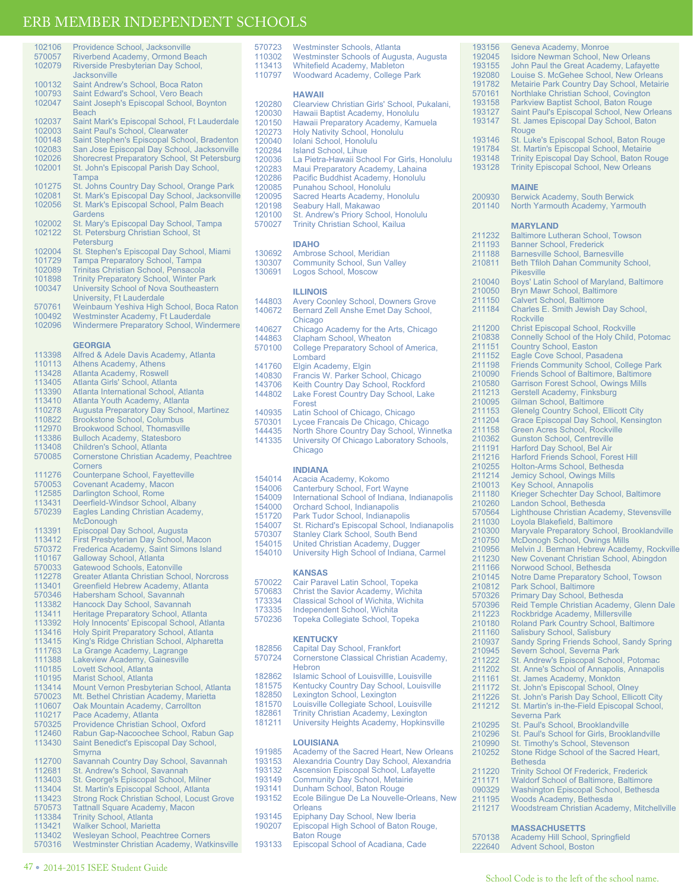# ERB MEMBER INDEPENDENT SCHOOLS

102106 Providence School, Jacksonville
570057 Riverbend Academy, Ormond Beach
102079 Riverside Presbyterian Day School, Jacksonville
100132 Saint Andrew's School, Boca Raton
100793 Saint Edward's School, Vero Beach
102047 Saint Joseph's Episcopal School, Boynton Beach
102037 Saint Mark's Episcopal School, Ft Lauderdale
102003 Saint Paul's School, Clearwater
100148 Saint Stephen's Episcopal School, Bradenton
102083 San Jose Episcopal Day School, Jacksonville
102026 Shorecrest Preparatory School, St Petersburg
102001 St. John's Episcopal Parish Day School, Tampa
101275 St. Johns Country Day School, Orange Park
102081 St. Mark's Episcopal Day School, Jacksonville
102056 St. Mark's Episcopal School, Palm Beach Gardens
102002 St. Mary's Episcopal Day School, Tampa
102122 St. Petersburg Christian School, St Petersburg
102004 St. Stephen's Episcopal Day School, Miami
101729 Tampa Preparatory School, Tampa
102089 Trinitas Christian School, Pensacola
101898 Trinity Preparatory School, Winter Park
100347 University School of Nova Southeastern University, Ft Lauderdale
570761 Weinbaum Yeshiva High School, Boca Raton
100492 Westminster Academy, Ft Lauderdale
102096 Windermere Preparatory School, Windermere

### GEORGIA

113398 Alfred & Adele Davis Academy, Atlanta
110113 Athens Academy, Athens
113428 Atlanta Academy, Roswell
113405 Atlanta Girls' School, Atlanta
113390 Atlanta International School, Atlanta
113410 Atlanta Youth Academy, Atlanta
110278 Augusta Preparatory Day School, Martinez
110822 Brookstone School, Columbus
112970 Brookwood School, Thomasville
113386 Bulloch Academy, Statesboro
113408 Children's School, Atlanta
570085 Cornerstone Christian Academy, Peachtree Corners
111276 Counterpane School, Fayetteville
570053 Covenant Academy, Macon
112585 Darlington School, Rome
113431 Deerfield-Windsor School, Albany
570239 Eagles Landing Christian Academy, McDonough
113391 Episcopal Day School, Augusta
113412 First Presbyterian Day School, Macon
570372 Frederica Academy, Saint Simons Island
110167 Galloway School, Atlanta
570033 Gatewood Schools, Eatonville
112278 Greater Atlanta Christian School, Norcross
113401 Greenfield Hebrew Academy, Atlanta
570346 Habersham School, Savannah
113382 Hancock Day School, Savannah
113411 Heritage Preparatory School, Atlanta
113392 Holy Innocents' Episcopal School, Atlanta
113416 Holy Spirit Preparatory School, Atlanta
113415 King's Ridge Christian School, Alpharetta
111763 La Grange Academy, Lagrange
111388 Lakeview Academy, Gainesville
110185 Lovett School, Atlanta
110195 Marist School, Atlanta
113414 Mount Vernon Presbyterian School, Atlanta
570023 Mt. Bethel Christian Academy, Marietta
110607 Oak Mountain Academy, Carrollton
110217 Pace Academy, Atlanta
570325 Providence Christian School, Oxford
112460 Rabun Gap-Nacoochee School, Rabun Gap
113430 Saint Benedict's Episcopal Day School, Smyrna
112700 Savannah Country Day School, Savannah
112681 St. Andrew's School, Savannah
113403 St. George's Episcopal School, Milner
113404 St. Martin's Episcopal School, Atlanta
113423 Strong Rock Christian School, Locust Grove
570573 Tattnall Square Academy, Macon
113384 Trinity School, Atlanta
113421 Walker School, Marietta
113402 Wesleyan School, Peachtree Corners
570316 Westminster Christian Academy, Watkinsville
570723 Westminster Schools, Atlanta
110302 Westminster Schools of Augusta, Augusta
113413 Whitefield Academy, Mableton
110797 Woodward Academy, College Park

### HAWAII

120280 Clearview Christian Girls' School, Pukalani,
120030 Hawaii Baptist Academy, Honolulu
120150 Hawaii Preparatory Academy, Kamuela
120273 Holy Nativity School, Honolulu
120040 Iolani School, Honolulu
120284 Island School, Lihue
120036 La Pietra-Hawaii School For Girls, Honolulu
120283 Maui Preparatory Academy, Lahaina
120286 Pacific Buddhist Academy, Honolulu
120085 Punahou School, Honolulu
120095 Sacred Hearts Academy, Honolulu
120198 Seabury Hall, Makawao
120100 St. Andrew's Priory School, Honolulu
570027 Trinity Christian School, Kailua

### IDAHO

130692 Ambrose School, Meridian
130307 Community School, Sun Valley
130691 Logos School, Moscow

### ILLINOIS

144803 Avery Coonley School, Downers Grove
140672 Bernard Zell Anshe Emet Day School, Chicago
140627 Chicago Academy for the Arts, Chicago
144863 Clapham School, Wheaton
570100 College Preparatory School of America, Lombard
141760 Elgin Academy, Elgin
140830 Francis W. Parker School, Chicago
143706 Keith Country Day School, Rockford
144802 Lake Forest Country Day School, Lake Forest
140935 Latin School of Chicago, Chicago
570301 Lycee Francais De Chicago, Chicago
144435 North Shore Country Day School, Winnetka
141335 University Of Chicago Laboratory Schools, Chicago

### INDIANA

154014 Acacia Academy, Kokomo
154006 Canterbury School, Fort Wayne
154009 International School of Indiana, Indianapolis
154000 Orchard School, Indianapolis
151720 Park Tudor School, Indianapolis
154007 St. Richard's Episcopal School, Indianapolis
570307 Stanley Clark School, South Bend
154015 United Christian Academy, Dugger
154010 University High School of Indiana, Carmel

### KANSAS

570022 Cair Paravel Latin School, Topeka
570683 Christ the Savior Academy, Wichita
173334 Classical School of Wichita, Wichita
173335 Independent School, Wichita
570236 Topeka Collegiate School, Topeka

### KENTUCKY

182856 Capital Day School, Frankfort
570724 Cornerstone Classical Christian Academy, Hebron
182862 Islamic School of Louisvillle, Louisville
181575 Kentucky Country Day School, Louisville
182850 Lexington School, Lexington
181570 Louisville Collegiate School, Louisville
182861 Trinity Christian Academy, Lexington
181211 University Heights Academy, Hopkinsville

### LOUISIANA

191985 Academy of the Sacred Heart, New Orleans
193153 Alexandria Country Day School, Alexandria
193132 Ascension Episcopal School, Lafayette
193149 Community Day School, Metairie
193141 Dunham School, Baton Rouge
193152 Ecole Bilingue De La Nouvelle-Orleans, New Orleans
193145 Epiphany Day School, New Iberia
190207 Episcopal High School of Baton Rouge, Baton Rouge
193133 Episcopal School of Acadiana, Cade
193156 Geneva Academy, Monroe
192045 Isidore Newman School, New Orleans
193155 John Paul the Great Academy, Lafayette
192080 Louise S. McGehee School, New Orleans
191782 Metairie Park Country Day School, Metairie
570161 Northlake Christian School, Covington
193158 Parkview Baptist School, Baton Rouge
193127 Saint Paul's Episcopal School, New Orleans
193147 St. James Episcopal Day School, Baton Rouge
193146 St. Luke's Episcopal School, Baton Rouge
191784 St. Martin's Episcopal School, Metairie
193148 Trinity Episcopal Day School, Baton Rouge
193128 Trinity Episcopal School, New Orleans

### MAINE

200930 Berwick Academy, South Berwick
201140 North Yarmouth Academy, Yarmouth

### MARYLAND

211232 Baltimore Lutheran School, Towson
211193 Banner School, Frederick
211188 Barnesville School, Barnesville
210811 Beth Tfiloh Dahan Community School, Pikesville
210040 Boys' Latin School of Maryland, Baltimore
210050 Bryn Mawr School, Baltimore
211150 Calvert School, Baltimore
211184 Charles E. Smith Jewish Day School, Rockville
211200 Christ Episcopal School, Rockville
210838 Connelly School of the Holy Child, Potomac
211151 Country School, Easton
211152 Eagle Cove School, Pasadena
211198 Friends Community School, College Park
210090 Friends School of Baltimore, Baltimore
210580 Garrison Forest School, Owings Mills
211213 Gerstell Academy, Finksburg
210095 Gilman School, Baltimore
211153 Glenelg Country School, Ellicott City
211204 Grace Episcopal Day School, Kensington
211158 Green Acres School, Rockville
210362 Gunston School, Centreville
211191 Harford Day School, Bel Air
211216 Harford Friends School, Forest Hill
210255 Holton-Arms School, Bethesda
211214 Jemicy School, Owings Mills
210013 Key School, Annapolis
211180 Krieger Schechter Day School, Baltimore
210260 Landon School, Bethesda
570564 Lighthouse Christian Academy, Stevensville
211030 Loyola Blakefield, Baltimore
210300 Maryvale Preparatory School, Brooklandville
210750 McDonogh School, Owings Mills
210956 Melvin J. Berman Hebrew Academy, Rockville
211230 New Covenant Christian School, Abingdon
211166 Norwood School, Bethesda
210145 Notre Dame Preparatory School, Towson
210812 Park School, Baltimore
570326 Primary Day School, Bethesda
570396 Reid Temple Christian Academy, Glenn Dale
211223 Rockbridge Academy, Millersville
210180 Roland Park Country School, Baltimore
211160 Salisbury School, Salisbury
210937 Sandy Spring Friends School, Sandy Spring
210945 Severn School, Severna Park
211222 St. Andrew's Episcopal School, Potomac
211202 St. Anne's School of Annapolis, Annapolis
211161 St. James Academy, Monkton
211172 St. John's Episcopal School, Olney
211226 St. John's Parish Day School, Ellicott City
211212 St. Martin's in-the-Field Episcopal School, Severna Park
210295 St. Paul's School, Brooklandville
210296 St. Paul's School for Girls, Brooklandville
210990 St. Timothy's School, Stevenson
210252 Stone Ridge School of the Sacred Heart, Bethesda
211220 Trinity School Of Frederick, Frederick
211171 Waldorf School of Baltimore, Baltimore
090329 Washington Episcopal School, Bethesda
211195 Woods Academy, Bethesda
211217 Woodstream Christian Academy, Mitchellville

### MASSACHUSETTS

570138 Academy Hill School, Springfield
222640 Advent School, Boston

School Code is to the left of the school name.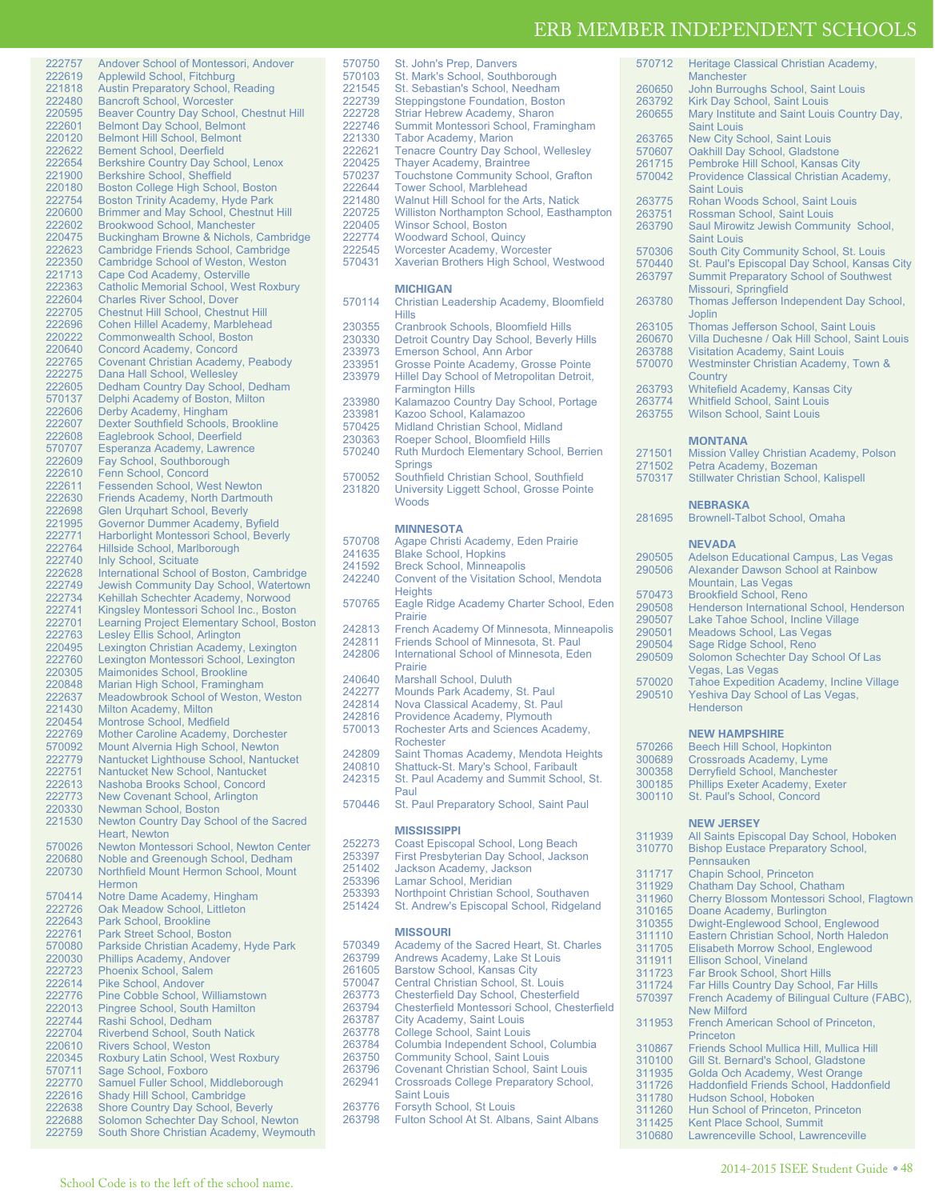# ERB MEMBER INDEPENDENT SCHOOLS

| Code | School |
|---|---|
| 222757 | Andover School of Montessori, Andover |
| 222619 | Applewild School, Fitchburg |
| 221818 | Austin Preparatory School, Reading |
| 222480 | Bancroft School, Worcester |
| 220595 | Beaver Country Day School, Chestnut Hill |
| 222601 | Belmont Day School, Belmont |
| 220120 | Belmont Hill School, Belmont |
| 222622 | Bement School, Deerfield |
| 222654 | Berkshire Country Day School, Lenox |
| 221900 | Berkshire School, Sheffield |
| 220180 | Boston College High School, Boston |
| 222754 | Boston Trinity Academy, Hyde Park |
| 220600 | Brimmer and May School, Chestnut Hill |
| 222602 | Brookwood School, Manchester |
| 220475 | Buckingham Browne & Nichols, Cambridge |
| 222623 | Cambridge Friends School, Cambridge |
| 222350 | Cambridge School of Weston, Weston |
| 221713 | Cape Cod Academy, Osterville |
| 222363 | Catholic Memorial School, West Roxbury |
| 222604 | Charles River School, Dover |
| 222705 | Chestnut Hill School, Chestnut Hill |
| 222696 | Cohen Hillel Academy, Marblehead |
| 220222 | Commonwealth School, Boston |
| 220640 | Concord Academy, Concord |
| 222765 | Covenant Christian Academy, Peabody |
| 222275 | Dana Hall School, Wellesley |
| 222605 | Dedham Country Day School, Dedham |
| 570137 | Delphi Academy of Boston, Milton |
| 222606 | Derby Academy, Hingham |
| 222607 | Dexter Southfield Schools, Brookline |
| 222608 | Eaglebrook School, Deerfield |
| 570707 | Esperanza Academy, Lawrence |
| 222609 | Fay School, Southborough |
| 222610 | Fenn School, Concord |
| 222611 | Fessenden School, West Newton |
| 222630 | Friends Academy, North Dartmouth |
| 222698 | Glen Urquhart School, Beverly |
| 221995 | Governor Dummer Academy, Byfield |
| 222771 | Harborlight Montessori School, Beverly |
| 222764 | Hillside School, Marlborough |
| 222740 | Inly School, Scituate |
| 222628 | International School of Boston, Cambridge |
| 222749 | Jewish Community Day School, Watertown |
| 222734 | Kehillah Schechter Academy, Norwood |
| 222741 | Kingsley Montessori School Inc., Boston |
| 222701 | Learning Project Elementary School, Boston |
| 222763 | Lesley Ellis School, Arlington |
| 220495 | Lexington Christian Academy, Lexington |
| 222760 | Lexington Montessori School, Lexington |
| 220305 | Maimonides School, Brookline |
| 220848 | Marian High School, Framingham |
| 222637 | Meadowbrook School of Weston, Weston |
| 221430 | Milton Academy, Milton |
| 220454 | Montrose School, Medfield |
| 222769 | Mother Caroline Academy, Dorchester |
| 570092 | Mount Alvernia High School, Newton |
| 222779 | Nantucket Lighthouse School, Nantucket |
| 222751 | Nantucket New School, Nantucket |
| 222613 | Nashoba Brooks School, Concord |
| 222773 | New Covenant School, Arlington |
| 220330 | Newman School, Boston |
| 221530 | Newton Country Day School of the Sacred Heart, Newton |
| 570026 | Newton Montessori School, Newton Center |
| 220680 | Noble and Greenough School, Dedham |
| 220730 | Northfield Mount Hermon School, Mount Hermon |
| 570414 | Notre Dame Academy, Hingham |
| 222726 | Oak Meadow School, Littleton |
| 222643 | Park School, Brookline |
| 222761 | Park Street School, Boston |
| 570080 | Parkside Christian Academy, Hyde Park |
| 220030 | Phillips Academy, Andover |
| 222723 | Phoenix School, Salem |
| 222614 | Pike School, Andover |
| 222776 | Pine Cobble School, Williamstown |
| 222013 | Pingree School, South Hamilton |
| 222744 | Rashi School, Dedham |
| 222704 | Riverbend School, South Natick |
| 220610 | Rivers School, Weston |
| 220345 | Roxbury Latin School, West Roxbury |
| 570711 | Sage School, Foxboro |
| 222770 | Samuel Fuller School, Middleborough |
| 222616 | Shady Hill School, Cambridge |
| 222638 | Shore Country Day School, Beverly |
| 222688 | Solomon Schechter Day School, Newton |
| 222759 | South Shore Christian Academy, Weymouth |
| 570750 | St. John's Prep, Danvers |
| 570103 | St. Mark's School, Southborough |
| 221545 | St. Sebastian's School, Needham |
| 222739 | Steppingstone Foundation, Boston |
| 222728 | Striar Hebrew Academy, Sharon |
| 222746 | Summit Montessori School, Framingham |
| 221330 | Tabor Academy, Marion |
| 222621 | Tenacre Country Day School, Wellesley |
| 220425 | Thayer Academy, Braintree |
| 570237 | Touchstone Community School, Grafton |
| 222644 | Tower School, Marblehead |
| 221480 | Walnut Hill School for the Arts, Natick |
| 220725 | Williston Northampton School, Easthampton |
| 220405 | Winsor School, Boston |
| 222774 | Woodward School, Quincy |
| 222545 | Worcester Academy, Worcester |
| 570431 | Xaverian Brothers High School, Westwood |

## MICHIGAN

| Code | School |
|---|---|
| 570114 | Christian Leadership Academy, Bloomfield Hills |
| 230355 | Cranbrook Schools, Bloomfield Hills |
| 230330 | Detroit Country Day School, Beverly Hills |
| 233973 | Emerson School, Ann Arbor |
| 233951 | Grosse Pointe Academy, Grosse Pointe |
| 233979 | Hillel Day School of Metropolitan Detroit, Farmington Hills |
| 233980 | Kalamazoo Country Day School, Portage |
| 233981 | Kazoo School, Kalamazoo |
| 570425 | Midland Christian School, Midland |
| 230363 | Roeper School, Bloomfield Hills |
| 570240 | Ruth Murdoch Elementary School, Berrien Springs |
| 570052 | Southfield Christian School, Southfield |
| 231820 | University Liggett School, Grosse Pointe Woods |

## MINNESOTA

| Code | School |
|---|---|
| 570708 | Agape Christi Academy, Eden Prairie |
| 241635 | Blake School, Hopkins |
| 241592 | Breck School, Minneapolis |
| 242240 | Convent of the Visitation School, Mendota Heights |
| 570765 | Eagle Ridge Academy Charter School, Eden Prairie |
| 242813 | French Academy Of Minnesota, Minneapolis |
| 242811 | Friends School of Minnesota, St. Paul |
| 242806 | International School of Minnesota, Eden Prairie |
| 240640 | Marshall School, Duluth |
| 242277 | Mounds Park Academy, St. Paul |
| 242814 | Nova Classical Academy, St. Paul |
| 242816 | Providence Academy, Plymouth |
| 570013 | Rochester Arts and Sciences Academy, Rochester |
| 242809 | Saint Thomas Academy, Mendota Heights |
| 240810 | Shattuck-St. Mary's School, Faribault |
| 242315 | St. Paul Academy and Summit School, St. Paul |
| 570446 | St. Paul Preparatory School, Saint Paul |

## MISSISSIPPI

| Code | School |
|---|---|
| 252273 | Coast Episcopal School, Long Beach |
| 253397 | First Presbyterian Day School, Jackson |
| 251402 | Jackson Academy, Jackson |
| 253396 | Lamar School, Meridian |
| 253393 | Northpoint Christian School, Southaven |
| 251424 | St. Andrew's Episcopal School, Ridgeland |

## MISSOURI

| Code | School |
|---|---|
| 570349 | Academy of the Sacred Heart, St. Charles |
| 263799 | Andrews Academy, Lake St Louis |
| 261605 | Barstow School, Kansas City |
| 570047 | Central Christian School, St. Louis |
| 263773 | Chesterfield Day School, Chesterfield |
| 263794 | Chesterfield Montessori School, Chesterfield |
| 263787 | City Academy, Saint Louis |
| 263778 | College School, Saint Louis |
| 263784 | Columbia Independent School, Columbia |
| 263750 | Community School, Saint Louis |
| 263796 | Covenant Christian School, Saint Louis |
| 262941 | Crossroads College Preparatory School, Saint Louis |
| 263776 | Forsyth School, St Louis |
| 263798 | Fulton School At St. Albans, Saint Albans |
| 570712 | Heritage Classical Christian Academy, Manchester |
| 260650 | John Burroughs School, Saint Louis |
| 263792 | Kirk Day School, Saint Louis |
| 260655 | Mary Institute and Saint Louis Country Day, Saint Louis |
| 263765 | New City School, Saint Louis |
| 570607 | Oakhill Day School, Gladstone |
| 261715 | Pembroke Hill School, Kansas City |
| 570042 | Providence Classical Christian Academy, Saint Louis |
| 263775 | Rohan Woods School, Saint Louis |
| 263751 | Rossman School, Saint Louis |
| 263790 | Saul Mirowitz Jewish Community School, Saint Louis |
| 570306 | South City Community School, St. Louis |
| 570440 | St. Paul's Episcopal Day School, Kansas City |
| 263797 | Summit Preparatory School of Southwest Missouri, Springfield |
| 263780 | Thomas Jefferson Independent Day School, Joplin |
| 263105 | Thomas Jefferson School, Saint Louis |
| 260670 | Villa Duchesne / Oak Hill School, Saint Louis |
| 263788 | Visitation Academy, Saint Louis |
| 570070 | Westminster Christian Academy, Town & Country |
| 263793 | Whitefield Academy, Kansas City |
| 263774 | Whitfield School, Saint Louis |
| 263755 | Wilson School, Saint Louis |

## MONTANA

| Code | School |
|---|---|
| 271501 | Mission Valley Christian Academy, Polson |
| 271502 | Petra Academy, Bozeman |
| 570317 | Stillwater Christian School, Kalispell |

## NEBRASKA

| Code | School |
|---|---|
| 281695 | Brownell-Talbot School, Omaha |

## NEVADA

| Code | School |
|---|---|
| 290505 | Adelson Educational Campus, Las Vegas |
| 290506 | Alexander Dawson School at Rainbow Mountain, Las Vegas |
| 570473 | Brookfield School, Reno |
| 290508 | Henderson International School, Henderson |
| 290507 | Lake Tahoe School, Incline Village |
| 290501 | Meadows School, Las Vegas |
| 290504 | Sage Ridge School, Reno |
| 290509 | Solomon Schechter Day School Of Las Vegas, Las Vegas |
| 570020 | Tahoe Expedition Academy, Incline Village |
| 290510 | Yeshiva Day School of Las Vegas, Henderson |

## NEW HAMPSHIRE

| Code | School |
|---|---|
| 570266 | Beech Hill School, Hopkinton |
| 300689 | Crossroads Academy, Lyme |
| 300358 | Derryfield School, Manchester |
| 300185 | Phillips Exeter Academy, Exeter |
| 300110 | St. Paul's School, Concord |

## NEW JERSEY

| Code | School |
|---|---|
| 311939 | All Saints Episcopal Day School, Hoboken |
| 310770 | Bishop Eustace Preparatory School, Pennsauken |
| 311717 | Chapin School, Princeton |
| 311929 | Chatham Day School, Chatham |
| 311960 | Cherry Blossom Montessori School, Flagtown |
| 310165 | Doane Academy, Burlington |
| 310355 | Dwight-Englewood School, Englewood |
| 311110 | Eastern Christian School, North Haledon |
| 311705 | Elisabeth Morrow School, Englewood |
| 311911 | Ellison School, Vineland |
| 311723 | Far Brook School, Short Hills |
| 311724 | Far Hills Country Day School, Far Hills |
| 570397 | French Academy of Bilingual Culture (FABC), New Milford |
| 311953 | French American School of Princeton, Princeton |
| 310867 | Friends School Mullica Hill, Mullica Hill |
| 310100 | Gill St. Bernard's School, Gladstone |
| 311935 | Golda Och Academy, West Orange |
| 311726 | Haddonfield Friends School, Haddonfield |
| 311780 | Hudson School, Hoboken |
| 311260 | Hun School of Princeton, Princeton |
| 311425 | Kent Place School, Summit |
| 310680 | Lawrenceville School, Lawrenceville |

School Code is to the left of the school name.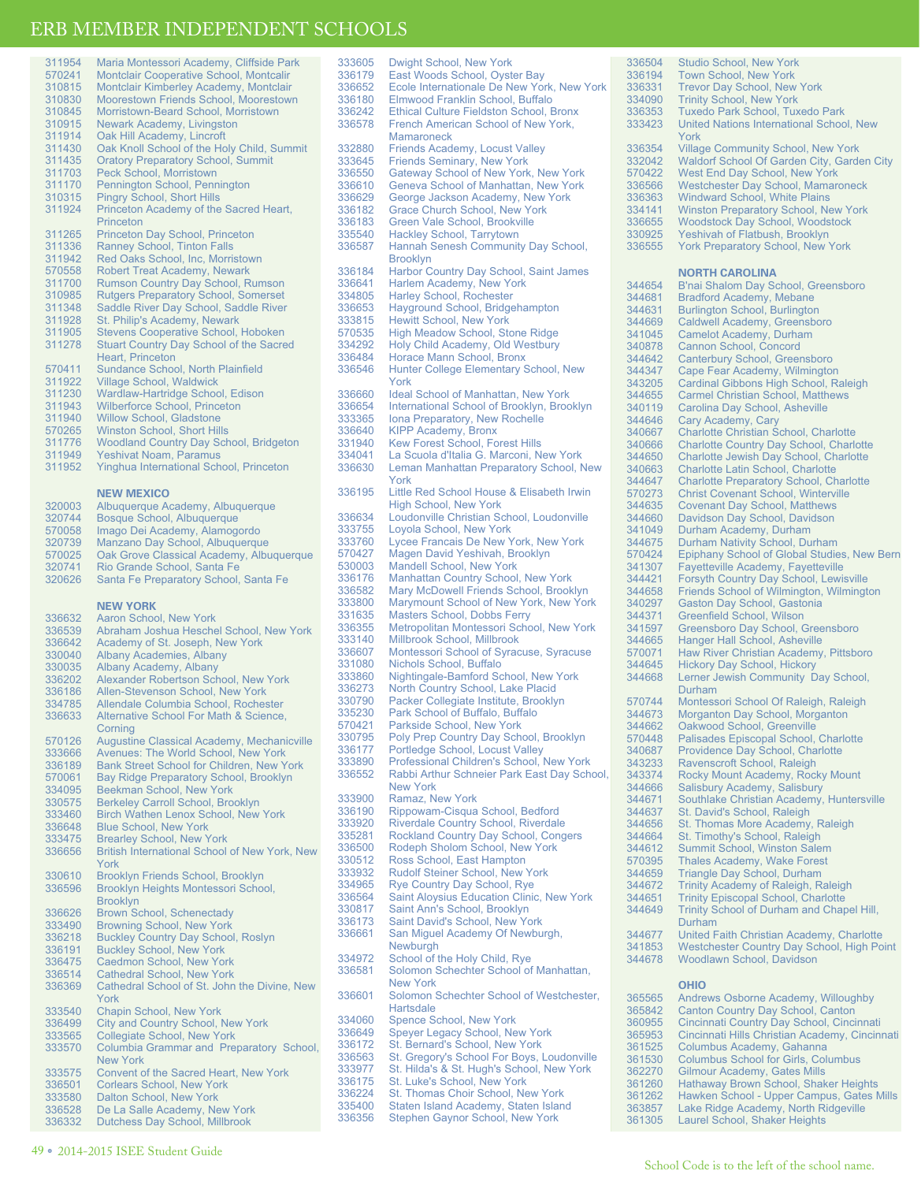# ERB MEMBER INDEPENDENT SCHOOLS

| Code | School |
|---|---|
| 311954 | Maria Montessori Academy, Cliffside Park |
| 570241 | Montclair Cooperative School, Montclair |
| 310815 | Montclair Kimberley Academy, Montclair |
| 310830 | Moorestown Friends School, Moorestown |
| 310845 | Morristown-Beard School, Morristown |
| 310915 | Newark Academy, Livingston |
| 311914 | Oak Hill Academy, Lincroft |
| 311430 | Oak Knoll School of the Holy Child, Summit |
| 311435 | Oratory Preparatory School, Summit |
| 311703 | Peck School, Morristown |
| 311170 | Pennington School, Pennington |
| 310315 | Pingry School, Short Hills |
| 311924 | Princeton Academy of the Sacred Heart, Princeton |
| 311265 | Princeton Day School, Princeton |
| 311336 | Ranney School, Tinton Falls |
| 311942 | Red Oaks School, Inc, Morristown |
| 570558 | Robert Treat Academy, Newark |
| 311700 | Rumson Country Day School, Rumson |
| 310985 | Rutgers Preparatory School, Somerset |
| 311348 | Saddle River Day School, Saddle River |
| 311928 | St. Philip's Academy, Newark |
| 311905 | Stevens Cooperative School, Hoboken |
| 311278 | Stuart Country Day School of the Sacred Heart, Princeton |
| 570411 | Sundance School, North Plainfield |
| 311922 | Village School, Waldwick |
| 311230 | Wardlaw-Hartridge School, Edison |
| 311943 | Wilberforce School, Princeton |
| 311940 | Willow School, Gladstone |
| 570265 | Winston School, Short Hills |
| 311776 | Woodland Country Day School, Bridgeton |
| 311949 | Yeshivat Noam, Paramus |
| 311952 | Yinghua International School, Princeton |

## NEW MEXICO

| Code | School |
|---|---|
| 320003 | Albuquerque Academy, Albuquerque |
| 320744 | Bosque School, Albuquerque |
| 570058 | Imago Dei Academy, Alamogordo |
| 320739 | Manzano Day School, Albuquerque |
| 570025 | Oak Grove Classical Academy, Albuquerque |
| 320741 | Rio Grande School, Santa Fe |
| 320626 | Santa Fe Preparatory School, Santa Fe |

## NEW YORK

| Code | School |
|---|---|
| 336632 | Aaron School, New York |
| 336539 | Abraham Joshua Heschel School, New York |
| 336642 | Academy of St. Joseph, New York |
| 330040 | Albany Academies, Albany |
| 330035 | Albany Academy, Albany |
| 336202 | Alexander Robertson School, New York |
| 336186 | Allen-Stevenson School, New York |
| 334785 | Allendale Columbia School, Rochester |
| 336633 | Alternative School For Math & Science, Corning |
| 570126 | Augustine Classical Academy, Mechanicville |
| 333666 | Avenues: The World School, New York |
| 336189 | Bank Street School for Children, New York |
| 570061 | Bay Ridge Preparatory School, Brooklyn |
| 334095 | Beekman School, New York |
| 330575 | Berkeley Carroll School, Brooklyn |
| 333460 | Birch Wathen Lenox School, New York |
| 336648 | Blue School, New York |
| 333475 | Brearley School, New York |
| 336656 | British International School of New York, New York |
| 330610 | Brooklyn Friends School, Brooklyn |
| 336596 | Brooklyn Heights Montessori School, Brooklyn |
| 336626 | Brown School, Schenectady |
| 333490 | Browning School, New York |
| 336218 | Buckley Country Day School, Roslyn |
| 336191 | Buckley School, New York |
| 336475 | Caedmon School, New York |
| 336514 | Cathedral School, New York |
| 336369 | Cathedral School of St. John the Divine, New York |
| 333540 | Chapin School, New York |
| 336499 | City and Country School, New York |
| 333565 | Collegiate School, New York |
| 333570 | Columbia Grammar and Preparatory School, New York |
| 333575 | Convent of the Sacred Heart, New York |
| 336501 | Corlears School, New York |
| 333580 | Dalton School, New York |
| 336528 | De La Salle Academy, New York |
| 336332 | Dutchess Day School, Millbrook |
| 333605 | Dwight School, New York |
| 336179 | East Woods School, Oyster Bay |
| 336652 | Ecole Internationale De New York, New York |
| 336180 | Elmwood Franklin School, Buffalo |
| 336242 | Ethical Culture Fieldston School, Bronx |
| 336578 | French American School of New York, Mamaroneck |
| 332880 | Friends Academy, Locust Valley |
| 333645 | Friends Seminary, New York |
| 336550 | Gateway School of New York, New York |
| 336610 | Geneva School of Manhattan, New York |
| 336629 | George Jackson Academy, New York |
| 336182 | Grace Church School, New York |
| 336183 | Green Vale School, Brookville |
| 335540 | Hackley School, Tarrytown |
| 336587 | Hannah Senesh Community Day School, Brooklyn |
| 336184 | Harbor Country Day School, Saint James |
| 336641 | Harlem Academy, New York |
| 334805 | Harley School, Rochester |
| 336653 | Hayground School, Bridgehampton |
| 333815 | Hewitt School, New York |
| 570535 | High Meadow School, Stone Ridge |
| 334292 | Holy Child Academy, Old Westbury |
| 336484 | Horace Mann School, Bronx |
| 336546 | Hunter College Elementary School, New York |
| 336660 | Ideal School of Manhattan, New York |
| 336654 | International School of Brooklyn, Brooklyn |
| 333365 | Iona Preparatory, New Rochelle |
| 336640 | KIPP Academy, Bronx |
| 331940 | Kew Forest School, Forest Hills |
| 334041 | La Scuola d'Italia G. Marconi, New York |
| 336630 | Leman Manhattan Preparatory School, New York |
| 336195 | Little Red School House & Elisabeth Irwin High School, New York |
| 336634 | Loudonville Christian School, Loudonville |
| 333755 | Loyola School, New York |
| 333760 | Lycee Francais De New York, New York |
| 570427 | Magen David Yeshivah, Brooklyn |
| 530003 | Mandell School, New York |
| 336176 | Manhattan Country School, New York |
| 336582 | Mary McDowell Friends School, Brooklyn |
| 333800 | Marymount School of New York, New York |
| 331635 | Masters School, Dobbs Ferry |
| 336355 | Metropolitan Montessori School, New York |
| 333140 | Millbrook School, Millbrook |
| 336607 | Montessori School of Syracuse, Syracuse |
| 331080 | Nichols School, Buffalo |
| 333860 | Nightingale-Bamford School, New York |
| 336273 | North Country School, Lake Placid |
| 330790 | Packer Collegiate Institute, Brooklyn |
| 335230 | Park School of Buffalo, Buffalo |
| 570421 | Parkside School, New York |
| 330795 | Poly Prep Country Day School, Brooklyn |
| 336177 | Portledge School, Locust Valley |
| 333890 | Professional Children's School, New York |
| 336552 | Rabbi Arthur Schneier Park East Day School, New York |
| 333900 | Ramaz, New York |
| 336190 | Rippowam-Cisqua School, Bedford |
| 333920 | Riverdale Country School, Riverdale |
| 335281 | Rockland Country Day School, Congers |
| 336500 | Rodeph Sholom School, New York |
| 330512 | Ross School, East Hampton |
| 333932 | Rudolf Steiner School, New York |
| 334965 | Rye Country Day School, Rye |
| 336564 | Saint Aloysius Education Clinic, New York |
| 330817 | Saint Ann's School, Brooklyn |
| 336173 | Saint David's School, New York |
| 336661 | San Miguel Academy Of Newburgh, Newburgh |
| 334972 | School of the Holy Child, Rye |
| 336581 | Solomon Schechter School of Manhattan, New York |
| 336601 | Solomon Schechter School of Westchester, Hartsdale |
| 334060 | Spence School, New York |
| 336649 | Speyer Legacy School, New York |
| 336172 | St. Bernard's School, New York |
| 336563 | St. Gregory's School For Boys, Loudonville |
| 333977 | St. Hilda's & St. Hugh's School, New York |
| 336175 | St. Luke's School, New York |
| 336224 | St. Thomas Choir School, New York |
| 335400 | Staten Island Academy, Staten Island |
| 336356 | Stephen Gaynor School, New York |
| 336504 | Studio School, New York |
| 336194 | Town School, New York |
| 336331 | Trevor Day School, New York |
| 334090 | Trinity School, New York |
| 336353 | Tuxedo Park School, Tuxedo Park |
| 333423 | United Nations International School, New York |
| 336354 | Village Community School, New York |
| 332042 | Waldorf School Of Garden City, Garden City |
| 570422 | West End Day School, New York |
| 336566 | Westchester Day School, Mamaroneck |
| 336363 | Windward School, White Plains |
| 334141 | Winston Preparatory School, New York |
| 336655 | Woodstock Day School, Woodstock |
| 330925 | Yeshivah of Flatbush, Brooklyn |
| 336555 | York Preparatory School, New York |

## NORTH CAROLINA

| Code | School |
|---|---|
| 344654 | B'nai Shalom Day School, Greensboro |
| 344681 | Bradford Academy, Mebane |
| 344631 | Burlington School, Burlington |
| 344669 | Caldwell Academy, Greensboro |
| 341045 | Camelot Academy, Durham |
| 340878 | Cannon School, Concord |
| 344642 | Canterbury School, Greensboro |
| 344347 | Cape Fear Academy, Wilmington |
| 343205 | Cardinal Gibbons High School, Raleigh |
| 344655 | Carmel Christian School, Matthews |
| 340119 | Carolina Day School, Asheville |
| 344646 | Cary Academy, Cary |
| 340667 | Charlotte Christian School, Charlotte |
| 340666 | Charlotte Country Day School, Charlotte |
| 344650 | Charlotte Jewish Day School, Charlotte |
| 340663 | Charlotte Latin School, Charlotte |
| 344647 | Charlotte Preparatory School, Charlotte |
| 570273 | Christ Covenant School, Winterville |
| 344635 | Covenant Day School, Matthews |
| 344660 | Davidson Day School, Davidson |
| 341049 | Durham Academy, Durham |
| 344675 | Durham Nativity School, Durham |
| 570424 | Epiphany School of Global Studies, New Bern |
| 341307 | Fayetteville Academy, Fayetteville |
| 344421 | Forsyth Country Day School, Lewisville |
| 344658 | Friends School of Wilmington, Wilmington |
| 340297 | Gaston Day School, Gastonia |
| 344371 | Greenfield School, Wilson |
| 341597 | Greensboro Day School, Greensboro |
| 344665 | Hanger Hall School, Asheville |
| 570071 | Haw River Christian Academy, Pittsboro |
| 344645 | Hickory Day School, Hickory |
| 344668 | Lerner Jewish Community Day School, Durham |
| 570744 | Montessori School Of Raleigh, Raleigh |
| 344673 | Morganton Day School, Morganton |
| 344662 | Oakwood School, Greenville |
| 570448 | Palisades Episcopal School, Charlotte |
| 340687 | Providence Day School, Charlotte |
| 343233 | Ravenscroft School, Raleigh |
| 343374 | Rocky Mount Academy, Rocky Mount |
| 344666 | Salisbury Academy, Salisbury |
| 344671 | Southlake Christian Academy, Huntersville |
| 344637 | St. David's School, Raleigh |
| 344656 | St. Thomas More Academy, Raleigh |
| 344664 | St. Timothy's School, Raleigh |
| 344612 | Summit School, Winston Salem |
| 570395 | Thales Academy, Wake Forest |
| 344659 | Triangle Day School, Durham |
| 344672 | Trinity Academy of Raleigh, Raleigh |
| 344651 | Trinity Episcopal School, Charlotte |
| 344649 | Trinity School of Durham and Chapel Hill, Durham |
| 344677 | United Faith Christian Academy, Charlotte |
| 341853 | Westchester Country Day School, High Point |
| 344678 | Woodlawn School, Davidson |

## OHIO

| Code | School |
|---|---|
| 365565 | Andrews Osborne Academy, Willoughby |
| 365842 | Canton Country Day School, Canton |
| 360955 | Cincinnati Country Day School, Cincinnati |
| 365953 | Cincinnati Hills Christian Academy, Cincinnati |
| 361525 | Columbus Academy, Gahanna |
| 361530 | Columbus School for Girls, Columbus |
| 362270 | Gilmour Academy, Gates Mills |
| 361260 | Hathaway Brown School, Shaker Heights |
| 361262 | Hawken School - Upper Campus, Gates Mills |
| 363857 | Lake Ridge Academy, North Ridgeville |
| 361305 | Laurel School, Shaker Heights |

School Code is to the left of the school name.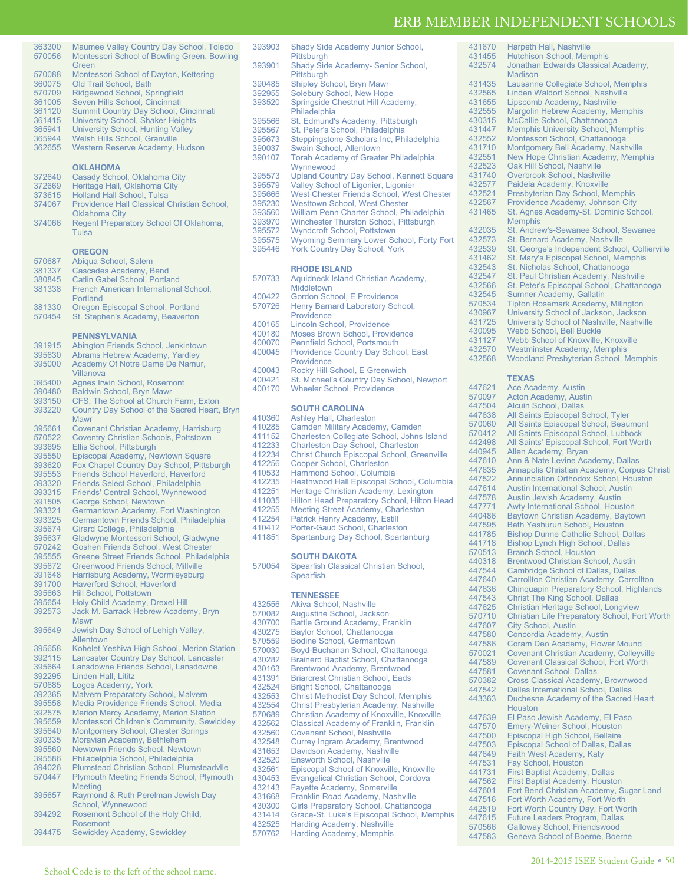# ERB MEMBER INDEPENDENT SCHOOLS

363300 Maumee Valley Country Day School, Toledo
570056 Montessori School of Bowling Green, Bowling Green
570088 Montessori School of Dayton, Kettering
360075 Old Trail School, Bath
570709 Ridgewood School, Springfield
361005 Seven Hills School, Cincinnati
361120 Summit Country Day School, Cincinnati
361415 University School, Shaker Heights
365941 University School, Hunting Valley
365944 Welsh Hills School, Granville
362655 Western Reserve Academy, Hudson

### OKLAHOMA

372640 Casady School, Oklahoma City
372669 Heritage Hall, Oklahoma City
373615 Holland Hall School, Tulsa
374067 Providence Hall Classical Christian School, Oklahoma City
374066 Regent Preparatory School Of Oklahoma, Tulsa

### OREGON

570687 Abiqua School, Salem
381337 Cascades Academy, Bend
380845 Catlin Gabel School, Portland
381338 French American International School, Portland
381330 Oregon Episcopal School, Portland
570454 St. Stephen's Academy, Beaverton

### PENNSYLVANIA

391915 Abington Friends School, Jenkintown
395630 Abrams Hebrew Academy, Yardley
395000 Academy Of Notre Dame De Namur, Villanova
395400 Agnes Irwin School, Rosemont
390480 Baldwin School, Bryn Mawr
393150 CFS, The School at Church Farm, Exton
393220 Country Day School of the Sacred Heart, Bryn Mawr
395661 Covenant Christian Academy, Harrisburg
570522 Coventry Christian Schools, Pottstown
393695 Ellis School, Pittsburgh
395550 Episcopal Academy, Newtown Square
393620 Fox Chapel Country Day School, Pittsburgh
395553 Friends School Haverford, Haverford
393320 Friends Select School, Philadelphia
393315 Friends' Central School, Wynnewood
391505 George School, Newtown
393321 Germantown Academy, Fort Washington
393325 Germantown Friends School, Philadelphia
395674 Girard College, Philadelphia
395637 Gladwyne Montessori School, Gladwyne
570242 Goshen Friends School, West Chester
395555 Greene Street Friends School, Philadelphia
395672 Greenwood Friends School, Millville
391648 Harrisburg Academy, Wormleysburg
391700 Haverford School, Haverford
395663 Hill School, Pottstown
395654 Holy Child Academy, Drexel Hill
392573 Jack M. Barrack Hebrew Academy, Bryn Mawr
395649 Jewish Day School of Lehigh Valley, Allentown
395658 Kohelet Yeshiva High School, Merion Station
392115 Lancaster Country Day School, Lancaster
395664 Lansdowne Friends School, Lansdowne
392295 Linden Hall, Lititz
570685 Logos Academy, York
392365 Malvern Preparatory School, Malvern
395558 Media Providence Friends School, Media
392575 Merion Mercy Academy, Merion Station
395659 Montessori Children's Community, Sewickley
395640 Montgomery School, Chester Springs
390335 Moravian Academy, Bethlehem
395560 Newtown Friends School, Newtown
395586 Philadelphia School, Philadelphia
394026 Plumstead Christian School, Plumsteadvlle
570447 Plymouth Meeting Friends School, Plymouth Meeting
395657 Raymond & Ruth Perelman Jewish Day School, Wynnewood
394292 Rosemont School of the Holy Child, Rosemont
394475 Sewickley Academy, Sewickley
393903 Shady Side Academy Junior School, Pittsburgh
393901 Shady Side Academy- Senior School, Pittsburgh
390485 Shipley School, Bryn Mawr
392955 Solebury School, New Hope
393520 Springside Chestnut Hill Academy, Philadelphia
395566 St. Edmund's Academy, Pittsburgh
395567 St. Peter's School, Philadelphia
395673 Steppingstone Scholars Inc, Philadelphia
390037 Swain School, Allentown
390107 Torah Academy of Greater Philadelphia, Wynnewood
395573 Upland Country Day School, Kennett Square
395579 Valley School of Ligonier, Ligonier
395666 West Chester Friends School, West Chester
395230 Westtown School, West Chester
393560 William Penn Charter School, Philadelphia
393970 Winchester Thurston School, Pittsburgh
395572 Wyndcroft School, Pottstown
395575 Wyoming Seminary Lower School, Forty Fort
395446 York Country Day School, York

### RHODE ISLAND

570733 Aquidneck Island Christian Academy, Middletown
400422 Gordon School, E Providence
570726 Henry Barnard Laboratory School, Providence
400165 Lincoln School, Providence
400180 Moses Brown School, Providence
400070 Pennfield School, Portsmouth
400045 Providence Country Day School, East Providence
400043 Rocky Hill School, E Greenwich
400421 St. Michael's Country Day School, Newport
400170 Wheeler School, Providence

### SOUTH CAROLINA

410360 Ashley Hall, Charleston
410285 Camden Military Academy, Camden
411152 Charleston Collegiate School, Johns Island
412233 Charleston Day School, Charleston
412234 Christ Church Episcopal School, Greenville
412256 Cooper School, Charleston
410533 Hammond School, Columbia
412235 Heathwood Hall Episcopal School, Columbia
412251 Heritage Christian Academy, Lexington
411035 Hilton Head Preparatory School, Hilton Head
412255 Meeting Street Academy, Charleston
412254 Patrick Henry Academy, Estill
410412 Porter-Gaud School, Charleston
411851 Spartanburg Day School, Spartanburg

### SOUTH DAKOTA

570054 Spearfish Classical Christian School, Spearfish

### TENNESSEE

432556 Akiva School, Nashville
570082 Augustine School, Jackson
430700 Battle Ground Academy, Franklin
430275 Baylor School, Chattanooga
570559 Bodine School, Germantown
570030 Boyd-Buchanan School, Chattanooga
430282 Brainerd Baptist School, Chattanooga
430163 Brentwood Academy, Brentwood
431391 Briarcrest Christian School, Eads
432524 Bright School, Chattanooga
432553 Christ Methodist Day School, Memphis
432554 Christ Presbyterian Academy, Nashville
570689 Christian Academy of Knoxville, Knoxville
432562 Classical Academy of Franklin, Franklin
432560 Covenant School, Nashville
432548 Currey Ingram Academy, Brentwood
431653 Davidson Academy, Nashville
432520 Ensworth School, Nashville
432561 Episcopal School of Knoxville, Knoxville
430453 Evangelical Christian School, Cordova
432143 Fayette Academy, Somerville
431668 Franklin Road Academy, Nashville
430300 Girls Preparatory School, Chattanooga
431414 Grace-St. Luke's Episcopal School, Memphis
432525 Harding Academy, Nashville
570762 Harding Academy, Memphis
431670 Harpeth Hall, Nashville
431455 Hutchison School, Memphis
432574 Jonathan Edwards Classical Academy, Madison
431435 Lausanne Collegiate School, Memphis
432565 Linden Waldorf School, Nashville
431655 Lipscomb Academy, Nashville
432555 Margolin Hebrew Academy, Memphis
430315 McCallie School, Chattanooga
431447 Memphis University School, Memphis
432552 Montessori School, Chattanooga
431710 Montgomery Bell Academy, Nashville
432551 New Hope Christian Academy, Memphis
432523 Oak Hill School, Nashville
431740 Overbrook School, Nashville
432577 Paideia Academy, Knoxville
432521 Presbyterian Day School, Memphis
432567 Providence Academy, Johnson City
431465 St. Agnes Academy-St. Dominic School, Memphis
432035 St. Andrew's-Sewanee School, Sewanee
432573 St. Bernard Academy, Nashville
432539 St. George's Independent School, Collierville
431462 St. Mary's Episcopal School, Memphis
432543 St. Nicholas School, Chattanooga
432547 St. Paul Christian Academy, Nashville
432566 St. Peter's Episcopal School, Chattanooga
432545 Sumner Academy, Gallatin
570534 Tipton Rosemark Academy, Milington
430967 University School of Jackson, Jackson
431725 University School of Nashville, Nashville
430095 Webb School, Bell Buckle
431127 Webb School of Knoxville, Knoxville
432570 Westminster Academy, Memphis
432568 Woodland Presbyterian School, Memphis

### TEXAS

447621 Ace Academy, Austin
570097 Acton Academy, Austin
447504 Alcuin School, Dallas
447638 All Saints Episcopal School, Tyler
570060 All Saints Episcopal School, Beaumont
570412 All Saints Episcopal School, Lubbock
442498 All Saints' Episcopal School, Fort Worth
440945 Allen Academy, Bryan
447610 Ann & Nate Levine Academy, Dallas
447635 Annapolis Christian Academy, Corpus Christi
447522 Annunciation Orthodox School, Houston
447614 Austin International School, Austin
447578 Austin Jewish Academy, Austin
447771 Awty International School, Houston
440486 Baytown Christian Academy, Baytown
447595 Beth Yeshurun School, Houston
441785 Bishop Dunne Catholic School, Dallas
441718 Bishop Lynch High School, Dallas
570513 Branch School, Houston
440318 Brentwood Christian School, Austin
447544 Cambridge School of Dallas, Dallas
447640 Carrollton Christian Academy, Carrollton
447636 Chinquapin Preparatory School, Highlands
447543 Christ The King School, Dallas
447625 Christian Heritage School, Longview
570710 Christian Life Preparatory School, Fort Worth
447607 City School, Austin
447580 Concordia Academy, Austin
447586 Coram Deo Academy, Flower Mound
570021 Covenant Christian Academy, Colleyville
447589 Covenant Classical School, Fort Worth
447581 Covenant School, Dallas
570382 Cross Classical Academy, Brownwood
447542 Dallas International School, Dallas
443363 Duchesne Academy of the Sacred Heart, Houston
447639 El Paso Jewish Academy, El Paso
447570 Emery-Weiner School, Houston
447500 Episcopal High School, Bellaire
447503 Episcopal School of Dallas, Dallas
447649 Faith West Academy, Katy
447531 Fay School, Houston
441731 First Baptist Academy, Dallas
447562 First Baptist Academy, Houston
447601 Fort Bend Christian Academy, Sugar Land
447516 Fort Worth Academy, Fort Worth
442519 Fort Worth Country Day, Fort Worth
447615 Future Leaders Program, Dallas
570566 Galloway School, Friendswood
447583 Geneva School of Boerne, Boerne

School Code is to the left of the school name.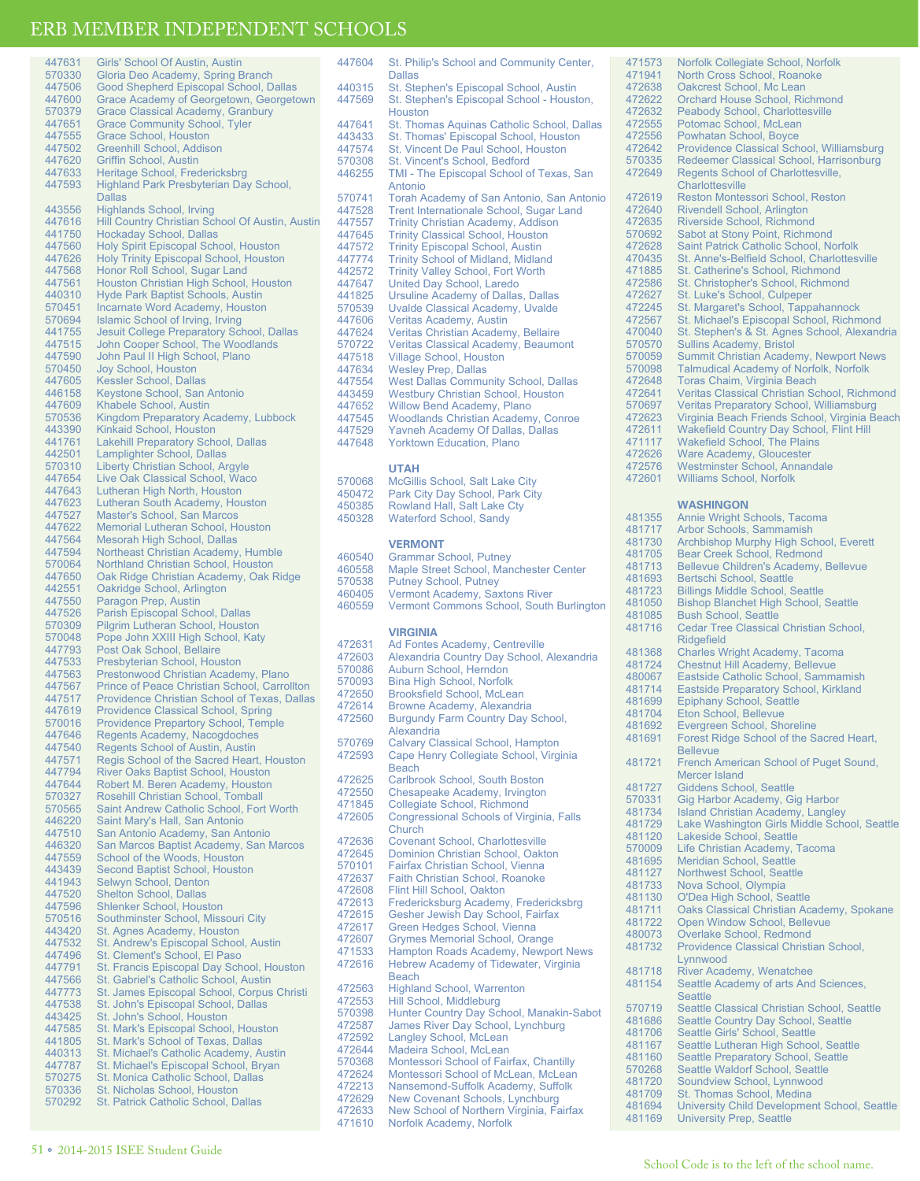# ERB MEMBER INDEPENDENT SCHOOLS

| Code | School |
|---|---|
| 447631 | Girls' School Of Austin, Austin |
| 570330 | Gloria Deo Academy, Spring Branch |
| 447506 | Good Shepherd Episcopal School, Dallas |
| 447600 | Grace Academy of Georgetown, Georgetown |
| 570379 | Grace Classical Academy, Granbury |
| 447651 | Grace Community School, Tyler |
| 447555 | Grace School, Houston |
| 447502 | Greenhill School, Addison |
| 447620 | Griffin School, Austin |
| 447633 | Heritage School, Fredericksbrg |
| 447593 | Highland Park Presbyterian Day School, Dallas |
| 443556 | Highlands School, Irving |
| 447616 | Hill Country Christian School Of Austin, Austin |
| 441750 | Hockaday School, Dallas |
| 447560 | Holy Spirit Episcopal School, Houston |
| 447626 | Holy Trinity Episcopal School, Houston |
| 447568 | Honor Roll School, Sugar Land |
| 447561 | Houston Christian High School, Houston |
| 440310 | Hyde Park Baptist Schools, Austin |
| 570451 | Incarnate Word Academy, Houston |
| 570694 | Islamic School of Irving, Irving |
| 441755 | Jesuit College Preparatory School, Dallas |
| 447515 | John Cooper School, The Woodlands |
| 447590 | John Paul II High School, Plano |
| 570450 | Joy School, Houston |
| 447605 | Kessler School, Dallas |
| 446158 | Keystone School, San Antonio |
| 447609 | Khabele School, Austin |
| 570536 | Kingdom Preparatory Academy, Lubbock |
| 443390 | Kinkaid School, Houston |
| 441761 | Lakehill Preparatory School, Dallas |
| 442501 | Lamplighter School, Dallas |
| 570310 | Liberty Christian School, Argyle |
| 447654 | Live Oak Classical School, Waco |
| 447643 | Lutheran High North, Houston |
| 447623 | Lutheran South Academy, Houston |
| 447527 | Master's School, San Marcos |
| 447622 | Memorial Lutheran School, Houston |
| 447564 | Mesorah High School, Dallas |
| 447594 | Northeast Christian Academy, Humble |
| 570064 | Northland Christian School, Houston |
| 447650 | Oak Ridge Christian Academy, Oak Ridge |
| 442551 | Oakridge School, Arlington |
| 447550 | Paragon Prep, Austin |
| 447526 | Parish Episcopal School, Dallas |
| 570309 | Pilgrim Lutheran School, Houston |
| 570048 | Pope John XXIII High School, Katy |
| 447793 | Post Oak School, Bellaire |
| 447533 | Presbyterian School, Houston |
| 447563 | Prestonwood Christian Academy, Plano |
| 447567 | Prince of Peace Christian School, Carrollton |
| 447517 | Providence Christian School of Texas, Dallas |
| 447619 | Providence Classical School, Spring |
| 570016 | Providence Prepartory School, Temple |
| 447646 | Regents Academy, Nacogdoches |
| 447540 | Regents School of Austin, Austin |
| 447571 | Regis School of the Sacred Heart, Houston |
| 447794 | River Oaks Baptist School, Houston |
| 447644 | Robert M. Beren Academy, Houston |
| 570327 | Rosehill Christian School, Tomball |
| 570565 | Saint Andrew Catholic School, Fort Worth |
| 446220 | Saint Mary's Hall, San Antonio |
| 447510 | San Antonio Academy, San Antonio |
| 446320 | San Marcos Baptist Academy, San Marcos |
| 447559 | School of the Woods, Houston |
| 443439 | Second Baptist School, Houston |
| 441943 | Selwyn School, Denton |
| 447520 | Shelton School, Dallas |
| 447596 | Shlenker School, Houston |
| 570516 | Southminster School, Missouri City |
| 443420 | St. Agnes Academy, Houston |
| 447532 | St. Andrew's Episcopal School, Austin |
| 447496 | St. Clement's School, El Paso |
| 447791 | St. Francis Episcopal Day School, Houston |
| 447566 | St. Gabriel's Catholic School, Austin |
| 447773 | St. James Episcopal School, Corpus Christi |
| 447538 | St. John's Episcopal School, Dallas |
| 443425 | St. John's School, Houston |
| 447585 | St. Mark's Episcopal School, Houston |
| 441805 | St. Mark's School of Texas, Dallas |
| 440313 | St. Michael's Catholic Academy, Austin |
| 447787 | St. Michael's Episcopal School, Bryan |
| 570275 | St. Monica Catholic School, Dallas |
| 570336 | St. Nicholas School, Houston |
| 570292 | St. Patrick Catholic School, Dallas |
| 447604 | St. Philip's School and Community Center, Dallas |
| 440315 | St. Stephen's Episcopal School, Austin |
| 447569 | St. Stephen's Episcopal School - Houston, Houston |
| 447641 | St. Thomas Aquinas Catholic School, Dallas |
| 443433 | St. Thomas' Episcopal School, Houston |
| 447574 | St. Vincent De Paul School, Houston |
| 570308 | St. Vincent's School, Bedford |
| 446255 | TMI - The Episcopal School of Texas, San Antonio |
| 570741 | Torah Academy of San Antonio, San Antonio |
| 447528 | Trent Internationale School, Sugar Land |
| 447557 | Trinity Christian Academy, Addison |
| 447645 | Trinity Classical School, Houston |
| 447572 | Trinity Episcopal School, Austin |
| 447774 | Trinity School of Midland, Midland |
| 442572 | Trinity Valley School, Fort Worth |
| 447647 | United Day School, Laredo |
| 441825 | Ursuline Academy of Dallas, Dallas |
| 570539 | Uvalde Classical Academy, Uvalde |
| 447606 | Veritas Academy, Austin |
| 447624 | Veritas Christian Academy, Bellaire |
| 570722 | Veritas Classical Academy, Beaumont |
| 447518 | Village School, Houston |
| 447634 | Wesley Prep, Dallas |
| 447554 | West Dallas Community School, Dallas |
| 443459 | Westbury Christian School, Houston |
| 447652 | Willow Bend Academy, Plano |
| 447545 | Woodlands Christian Academy, Conroe |
| 447529 | Yavneh Academy Of Dallas, Dallas |
| 447648 | Yorktown Education, Plano |

## UTAH

| Code | School |
|---|---|
| 570068 | McGillis School, Salt Lake City |
| 450472 | Park City Day School, Park City |
| 450385 | Rowland Hall, Salt Lake Cty |
| 450328 | Waterford School, Sandy |

## VERMONT

| Code | School |
|---|---|
| 460540 | Grammar School, Putney |
| 460558 | Maple Street School, Manchester Center |
| 570538 | Putney School, Putney |
| 460405 | Vermont Academy, Saxtons River |
| 460559 | Vermont Commons School, South Burlington |

## VIRGINIA

| Code | School |
|---|---|
| 472631 | Ad Fontes Academy, Centreville |
| 472603 | Alexandria Country Day School, Alexandria |
| 570086 | Auburn School, Herndon |
| 570093 | Bina High School, Norfolk |
| 472650 | Brooksfield School, McLean |
| 472614 | Browne Academy, Alexandria |
| 472560 | Burgundy Farm Country Day School, Alexandria |
| 570769 | Calvary Classical School, Hampton |
| 472593 | Cape Henry Collegiate School, Virginia Beach |
| 472625 | Carlbrook School, South Boston |
| 472550 | Chesapeake Academy, Irvington |
| 471845 | Collegiate School, Richmond |
| 472605 | Congressional Schools of Virginia, Falls Church |
| 472636 | Covenant School, Charlottesville |
| 472645 | Dominion Christian School, Oakton |
| 570101 | Fairfax Christian School, Vienna |
| 472637 | Faith Christian School, Roanoke |
| 472608 | Flint Hill School, Oakton |
| 472613 | Fredericksburg Academy, Fredericksbrg |
| 472615 | Gesher Jewish Day School, Fairfax |
| 472617 | Green Hedges School, Vienna |
| 472607 | Grymes Memorial School, Orange |
| 471533 | Hampton Roads Academy, Newport News |
| 472616 | Hebrew Academy of Tidewater, Virginia Beach |
| 472563 | Highland School, Warrenton |
| 472553 | Hill School, Middleburg |
| 570398 | Hunter Country Day School, Manakin-Sabot |
| 472587 | James River Day School, Lynchburg |
| 472592 | Langley School, McLean |
| 472644 | Madeira School, McLean |
| 570368 | Montessori School of Fairfax, Chantilly |
| 472624 | Montessori School of McLean, McLean |
| 472213 | Nansemond-Suffolk Academy, Suffolk |
| 472629 | New Covenant Schools, Lynchburg |
| 472633 | New School of Northern Virginia, Fairfax |
| 471610 | Norfolk Academy, Norfolk |
| 471573 | Norfolk Collegiate School, Norfolk |
| 471941 | North Cross School, Roanoke |
| 472638 | Oakcrest School, Mc Lean |
| 472622 | Orchard House School, Richmond |
| 472632 | Peabody School, Charlottesville |
| 472555 | Potomac School, McLean |
| 472556 | Powhatan School, Boyce |
| 472642 | Providence Classical School, Williamsburg |
| 570335 | Redeemer Classical School, Harrisonburg |
| 472649 | Regents School of Charlottesville, Charlottesville |
| 472619 | Reston Montessori School, Reston |
| 472640 | Rivendell School, Arlington |
| 472635 | Riverside School, Richmond |
| 570692 | Sabot at Stony Point, Richmond |
| 472628 | Saint Patrick Catholic School, Norfolk |
| 470435 | St. Anne's-Belfield School, Charlottesville |
| 471885 | St. Catherine's School, Richmond |
| 472586 | St. Christopher's School, Richmond |
| 472627 | St. Luke's School, Culpeper |
| 472245 | St. Margaret's School, Tappahannock |
| 472567 | St. Michael's Episcopal School, Richmond |
| 470040 | St. Stephen's & St. Agnes School, Alexandria |
| 570570 | Sullins Academy, Bristol |
| 570059 | Summit Christian Academy, Newport News |
| 570098 | Talmudical Academy of Norfolk, Norfolk |
| 472648 | Toras Chaim, Virginia Beach |
| 472641 | Veritas Classical Christian School, Richmond |
| 570697 | Veritas Preparatory School, Williamsburg |
| 472623 | Virginia Beach Friends School, Virginia Beach |
| 472611 | Wakefield Country Day School, Flint Hill |
| 471117 | Wakefield School, The Plains |
| 472626 | Ware Academy, Gloucester |
| 472576 | Westminster School, Annandale |
| 472601 | Williams School, Norfolk |

## WASHINGTON

| Code | School |
|---|---|
| 481355 | Annie Wright Schools, Tacoma |
| 481717 | Arbor Schools, Sammamish |
| 481730 | Archbishop Murphy High School, Everett |
| 481705 | Bear Creek School, Redmond |
| 481713 | Bellevue Children's Academy, Bellevue |
| 481693 | Bertschi School, Seattle |
| 481723 | Billings Middle School, Seattle |
| 481050 | Bishop Blanchet High School, Seattle |
| 481085 | Bush School, Seattle |
| 481716 | Cedar Tree Classical Christian School, Ridgefield |
| 481368 | Charles Wright Academy, Tacoma |
| 481724 | Chestnut Hill Academy, Bellevue |
| 480067 | Eastside Catholic School, Sammamish |
| 481714 | Eastside Preparatory School, Kirkland |
| 481699 | Epiphany School, Seattle |
| 481704 | Eton School, Bellevue |
| 481692 | Evergreen School, Shoreline |
| 481691 | Forest Ridge School of the Sacred Heart, Bellevue |
| 481721 | French American School of Puget Sound, Mercer Island |
| 481727 | Giddens School, Seattle |
| 570331 | Gig Harbor Academy, Gig Harbor |
| 481734 | Island Christian Academy, Langley |
| 481729 | Lake Washington Girls Middle School, Seattle |
| 481120 | Lakeside School, Seattle |
| 570009 | Life Christian Academy, Tacoma |
| 481695 | Meridian School, Seattle |
| 481127 | Northwest School, Seattle |
| 481733 | Nova School, Olympia |
| 481130 | O'Dea High School, Seattle |
| 481711 | Oaks Classical Christian Academy, Spokane |
| 481722 | Open Window School, Bellevue |
| 480073 | Overlake School, Redmond |
| 481732 | Providence Classical Christian School, Lynnwood |
| 481718 | River Academy, Wenatchee |
| 481154 | Seattle Academy of arts And Sciences, Seattle |
| 570719 | Seattle Classical Christian School, Seattle |
| 481686 | Seattle Country Day School, Seattle |
| 481706 | Seattle Girls' School, Seattle |
| 481167 | Seattle Lutheran High School, Seattle |
| 481160 | Seattle Preparatory School, Seattle |
| 570268 | Seattle Waldorf School, Seattle |
| 481720 | Soundview School, Lynnwood |
| 481709 | St. Thomas School, Medina |
| 481694 | University Child Development School, Seattle |
| 481169 | University Prep, Seattle |

School Code is to the left of the school name.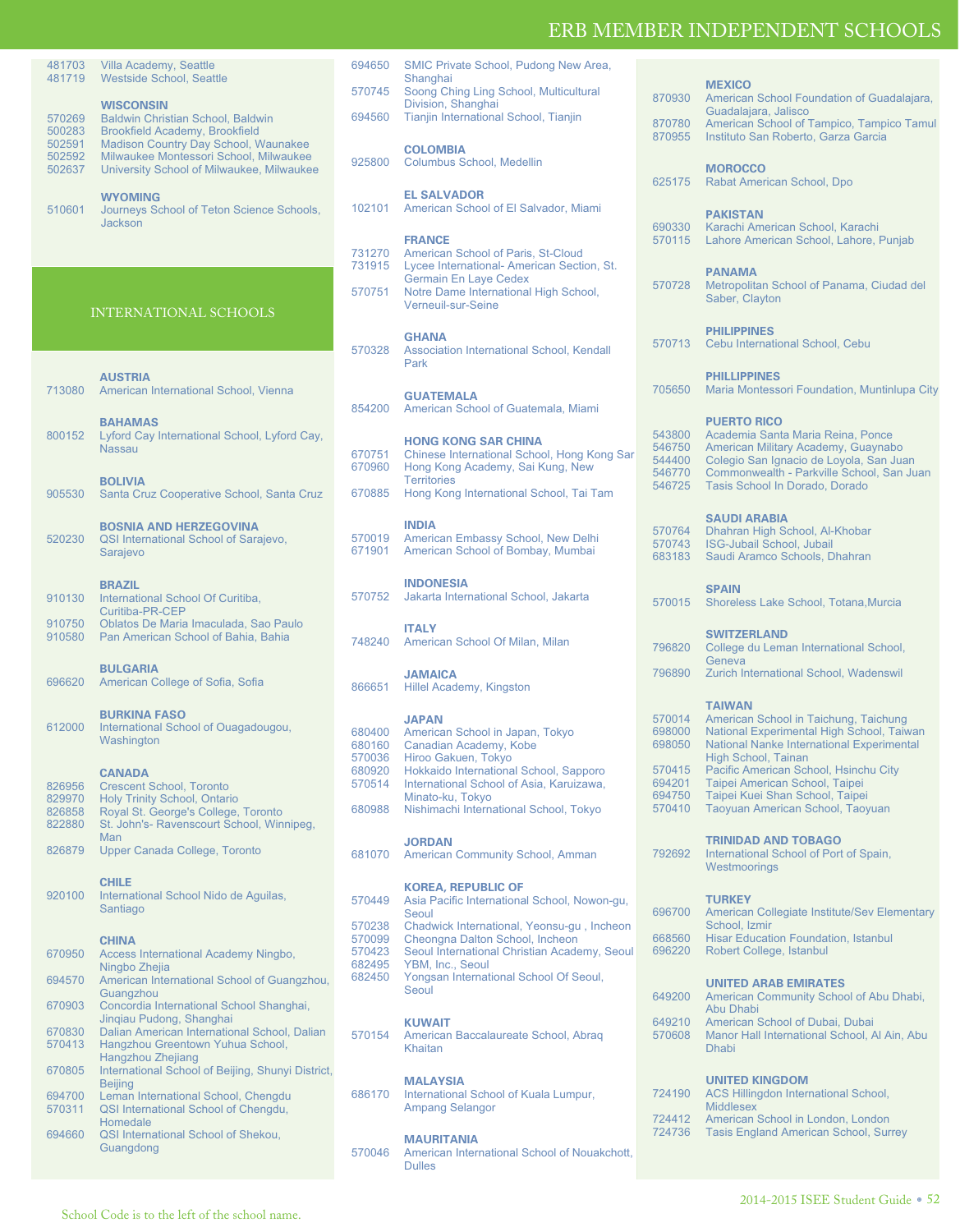# ERB MEMBER INDEPENDENT SCHOOLS

481703 Villa Academy, Seattle
481719 Westside School, Seattle

### WISCONSIN

570269 Baldwin Christian School, Baldwin
500283 Brookfield Academy, Brookfield
502591 Madison Country Day School, Waunakee
502592 Milwaukee Montessori School, Milwaukee
502637 University School of Milwaukee, Milwaukee

### WYOMING

510601 Journeys School of Teton Science Schools, Jackson

## INTERNATIONAL SCHOOLS

### AUSTRIA

713080 American International School, Vienna

### BAHAMAS

800152 Lyford Cay International School, Lyford Cay, Nassau

### BOLIVIA

905530 Santa Cruz Cooperative School, Santa Cruz

### BOSNIA AND HERZEGOVINA

520230 QSI International School of Sarajevo, Sarajevo

### BRAZIL

910130 International School Of Curitiba, Curitiba-PR-CEP
910750 Oblatos De Maria Imaculada, Sao Paulo
910580 Pan American School of Bahia, Bahia

### BULGARIA

696620 American College of Sofia, Sofia

### BURKINA FASO

612000 International School of Ouagadougou, Washington

### CANADA

826956 Crescent School, Toronto
829970 Holy Trinity School, Ontario
826858 Royal St. George's College, Toronto
822880 St. John's- Ravenscourt School, Winnipeg, Man
826879 Upper Canada College, Toronto

### CHILE

920100 International School Nido de Aguilas, Santiago

### CHINA

670950 Access International Academy Ningbo, Ningbo Zhejia
694570 American International School of Guangzhou, Guangzhou
670903 Concordia International School Shanghai, Jinqiau Pudong, Shanghai
670830 Dalian American International School, Dalian
570413 Hangzhou Greentown Yuhua School, Hangzhou Zhejiang
670805 International School of Beijing, Shunyi District, Beijing
694700 Leman International School, Chengdu
570311 QSI International School of Chengdu, Homedale
694660 QSI International School of Shekou, Guangdong
694650 SMIC Private School, Pudong New Area, Shanghai
570745 Soong Ching Ling School, Multicultural Division, Shanghai
694560 Tianjin International School, Tianjin

### COLOMBIA

925800 Columbus School, Medellin

### EL SALVADOR

102101 American School of El Salvador, Miami

### FRANCE

731270 American School of Paris, St-Cloud
731915 Lycee International- American Section, St. Germain En Laye Cedex
570751 Notre Dame International High School, Verneuil-sur-Seine

### GHANA

570328 Association International School, Kendall Park

### GUATEMALA

854200 American School of Guatemala, Miami

### HONG KONG SAR CHINA

670751 Chinese International School, Hong Kong Sar
670960 Hong Kong Academy, Sai Kung, New Territories
670885 Hong Kong International School, Tai Tam

### INDIA

570019 American Embassy School, New Delhi
671901 American School of Bombay, Mumbai

### INDONESIA

570752 Jakarta International School, Jakarta

### ITALY

748240 American School Of Milan, Milan

### JAMAICA

866651 Hillel Academy, Kingston

### JAPAN

680400 American School in Japan, Tokyo
680160 Canadian Academy, Kobe
570036 Hiroo Gakuen, Tokyo
680920 Hokkaido International School, Sapporo
570514 International School of Asia, Karuizawa, Minato-ku, Tokyo
680988 Nishimachi International School, Tokyo

### JORDAN

681070 American Community School, Amman

### KOREA, REPUBLIC OF

570449 Asia Pacific International School, Nowon-gu, Seoul
570238 Chadwick International, Yeonsu-gu , Incheon
570099 Cheongna Dalton School, Incheon
570423 Seoul International Christian Academy, Seoul
682495 YBM, Inc., Seoul
682450 Yongsan International School Of Seoul, Seoul

### KUWAIT

570154 American Baccalaureate School, Abraq Khaitan

### MALAYSIA

686170 International School of Kuala Lumpur, Ampang Selangor

### MAURITANIA

570046 American International School of Nouakchott, Dulles

### MEXICO

870930 American School Foundation of Guadalajara, Guadalajara, Jalisco
870780 American School of Tampico, Tampico Tamul
870955 Instituto San Roberto, Garza Garcia

### MOROCCO

625175 Rabat American School, Dpo

### PAKISTAN

690330 Karachi American School, Karachi
570115 Lahore American School, Lahore, Punjab

### PANAMA

570728 Metropolitan School of Panama, Ciudad del Saber, Clayton

### PHILIPPINES

570713 Cebu International School, Cebu

### PHILLIPPINES

705650 Maria Montessori Foundation, Muntinlupa City

### PUERTO RICO

543800 Academia Santa Maria Reina, Ponce
546750 American Military Academy, Guaynabo
544400 Colegio San Ignacio de Loyola, San Juan
546770 Commonwealth - Parkville School, San Juan
546725 Tasis School In Dorado, Dorado

### SAUDI ARABIA

570764 Dhahran High School, Al-Khobar
570743 ISG-Jubail School, Jubail
683183 Saudi Aramco Schools, Dhahran

### SPAIN

570015 Shoreless Lake School, Totana,Murcia

### SWITZERLAND

796820 College du Leman International School, Geneva
796890 Zurich International School, Wadenswil

### TAIWAN

570014 American School in Taichung, Taichung
698000 National Experimental High School, Taiwan
698050 National Nanke International Experimental High School, Tainan
570415 Pacific American School, Hsinchu City
694201 Taipei American School, Taipei
694750 Taipei Kuei Shan School, Taipei
570410 Taoyuan American School, Taoyuan

### TRINIDAD AND TOBAGO

792692 International School of Port of Spain, Westmoorings

### TURKEY

696700 American Collegiate Institute/Sev Elementary School, Izmir
668560 Hisar Education Foundation, Istanbul
696220 Robert College, Istanbul

### UNITED ARAB EMIRATES

649200 American Community School of Abu Dhabi, Abu Dhabi
649210 American School of Dubai, Dubai
570608 Manor Hall International School, Al Ain, Abu Dhabi

### UNITED KINGDOM

724190 ACS Hillingdon International School, Middlesex
724412 American School in London, London
724736 Tasis England American School, Surrey

School Code is to the left of the school name.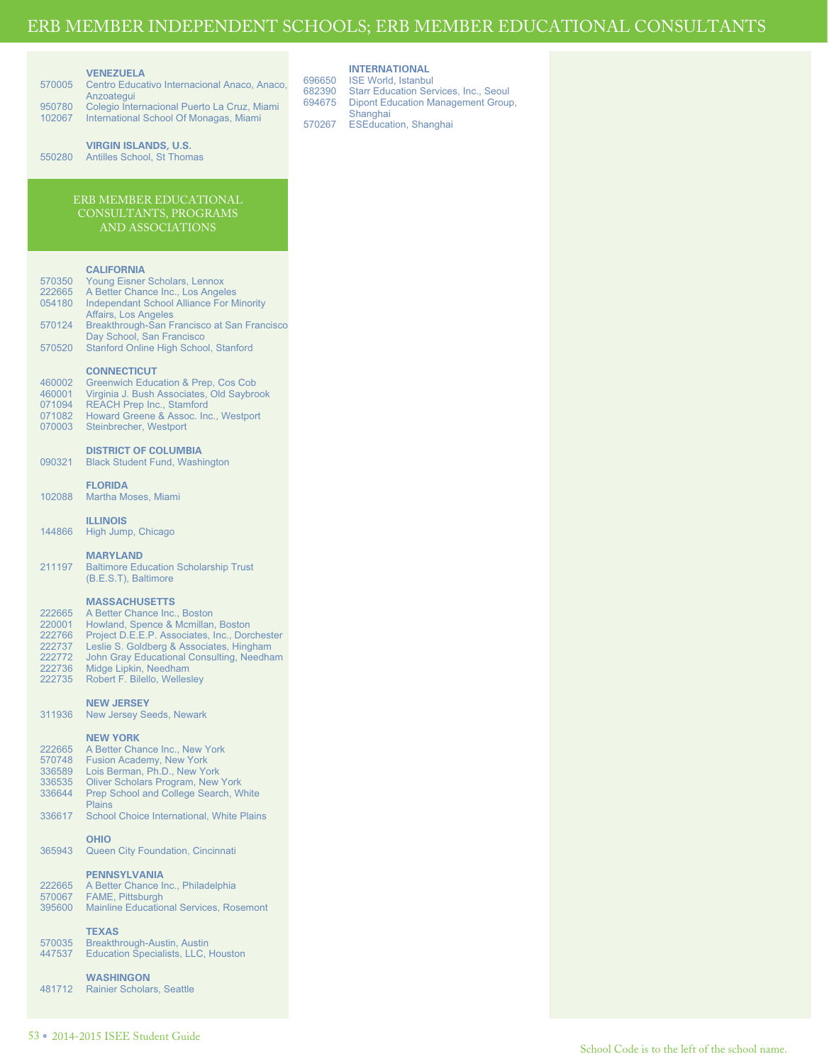# ERB MEMBER INDEPENDENT SCHOOLS; ERB MEMBER EDUCATIONAL CONSULTANTS

**VENEZUELA**

570005 Centro Educativo Internacional Anaco, Anaco, Anzoategui
950780 Colegio Internacional Puerto La Cruz, Miami
102067 International School Of Monagas, Miami

**VIRGIN ISLANDS, U.S.**

550280 Antilles School, St Thomas

## ERB MEMBER EDUCATIONAL CONSULTANTS, PROGRAMS AND ASSOCIATIONS

**CALIFORNIA**

570350 Young Eisner Scholars, Lennox
222665 A Better Chance Inc., Los Angeles
054180 Independant School Alliance For Minority Affairs, Los Angeles
570124 Breakthrough-San Francisco at San Francisco Day School, San Francisco
570520 Stanford Online High School, Stanford

**CONNECTICUT**

460002 Greenwich Education & Prep, Cos Cob
460001 Virginia J. Bush Associates, Old Saybrook
071094 REACH Prep Inc., Stamford
071082 Howard Greene & Assoc. Inc., Westport
070003 Steinbrecher, Westport

**DISTRICT OF COLUMBIA**

090321 Black Student Fund, Washington

**FLORIDA**

102088 Martha Moses, Miami

**ILLINOIS**

144866 High Jump, Chicago

**MARYLAND**

211197 Baltimore Education Scholarship Trust (B.E.S.T), Baltimore

**MASSACHUSETTS**

222665 A Better Chance Inc., Boston
220001 Howland, Spence & Mcmillan, Boston
222766 Project D.E.E.P. Associates, Inc., Dorchester
222737 Leslie S. Goldberg & Associates, Hingham
222772 John Gray Educational Consulting, Needham
222736 Midge Lipkin, Needham
222735 Robert F. Bilello, Wellesley

**NEW JERSEY**

311936 New Jersey Seeds, Newark

**NEW YORK**

222665 A Better Chance Inc., New York
570748 Fusion Academy, New York
336589 Lois Berman, Ph.D., New York
336535 Oliver Scholars Program, New York
336644 Prep School and College Search, White Plains
336617 School Choice International, White Plains

**OHIO**

365943 Queen City Foundation, Cincinnati

**PENNSYLVANIA**

222665 A Better Chance Inc., Philadelphia
570067 FAME, Pittsburgh
395600 Mainline Educational Services, Rosemont

**TEXAS**

570035 Breakthrough-Austin, Austin
447537 Education Specialists, LLC, Houston

**WASHINGTON**

481712 Rainier Scholars, Seattle

**INTERNATIONAL**

696650 ISE World, Istanbul
682390 Starr Education Services, Inc., Seoul
694675 Dipont Education Management Group, Shanghai
570267 ESEducation, Shanghai

School Code is to the left of the school name.